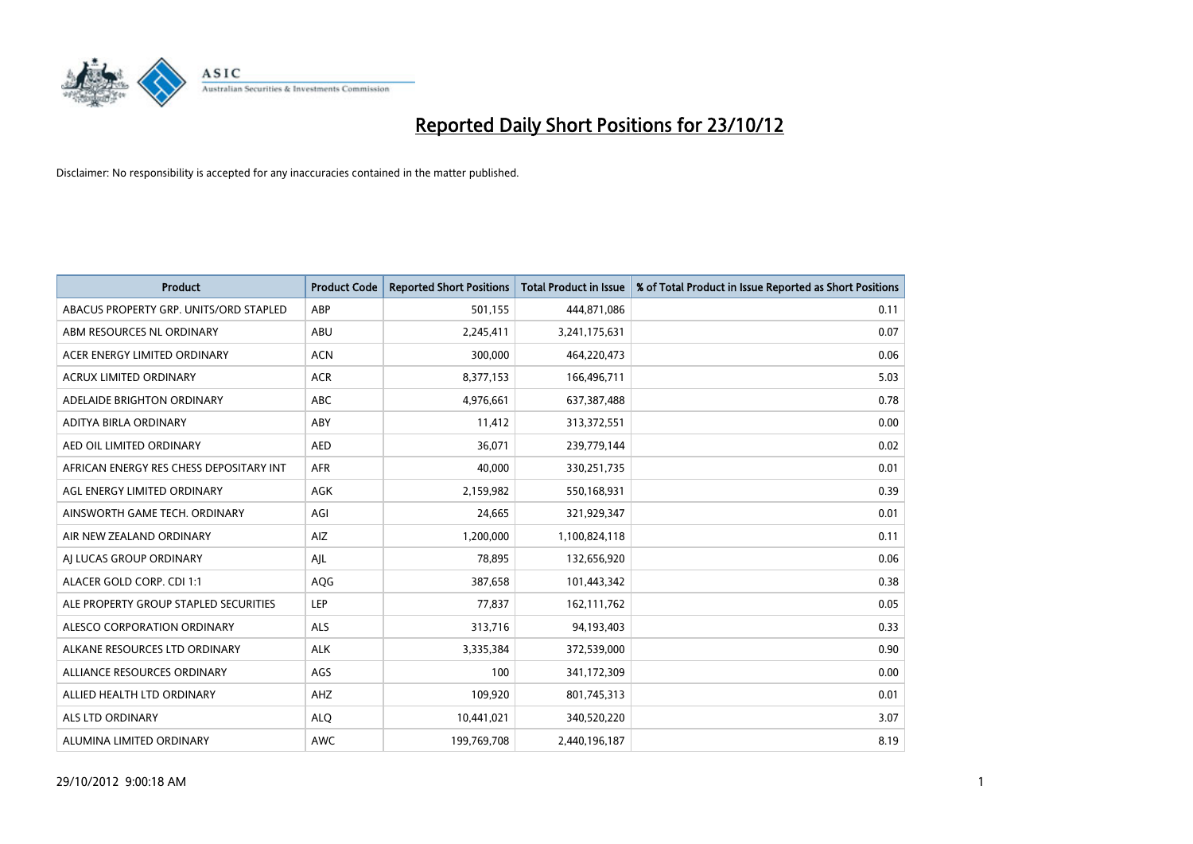# Reported Daily Short Positions for 23/10/12

Disclaimer: No responsibility is accepted for any inaccuracies contained in the matter published.

| Product | Product Code | Reported Short Positions | Total Product in Issue | % of Total Product in Issue Reported as Short Positions |
|---|---|---|---|---|
| ABACUS PROPERTY GRP. UNITS/ORD STAPLED | ABP | 501,155 | 444,871,086 | 0.11 |
| ABM RESOURCES NL ORDINARY | ABU | 2,245,411 | 3,241,175,631 | 0.07 |
| ACER ENERGY LIMITED ORDINARY | ACN | 300,000 | 464,220,473 | 0.06 |
| ACRUX LIMITED ORDINARY | ACR | 8,377,153 | 166,496,711 | 5.03 |
| ADELAIDE BRIGHTON ORDINARY | ABC | 4,976,661 | 637,387,488 | 0.78 |
| ADITYA BIRLA ORDINARY | ABY | 11,412 | 313,372,551 | 0.00 |
| AED OIL LIMITED ORDINARY | AED | 36,071 | 239,779,144 | 0.02 |
| AFRICAN ENERGY RES CHESS DEPOSITARY INT | AFR | 40,000 | 330,251,735 | 0.01 |
| AGL ENERGY LIMITED ORDINARY | AGK | 2,159,982 | 550,168,931 | 0.39 |
| AINSWORTH GAME TECH. ORDINARY | AGI | 24,665 | 321,929,347 | 0.01 |
| AIR NEW ZEALAND ORDINARY | AIZ | 1,200,000 | 1,100,824,118 | 0.11 |
| AJ LUCAS GROUP ORDINARY | AJL | 78,895 | 132,656,920 | 0.06 |
| ALACER GOLD CORP. CDI 1:1 | AQG | 387,658 | 101,443,342 | 0.38 |
| ALE PROPERTY GROUP STAPLED SECURITIES | LEP | 77,837 | 162,111,762 | 0.05 |
| ALESCO CORPORATION ORDINARY | ALS | 313,716 | 94,193,403 | 0.33 |
| ALKANE RESOURCES LTD ORDINARY | ALK | 3,335,384 | 372,539,000 | 0.90 |
| ALLIANCE RESOURCES ORDINARY | AGS | 100 | 341,172,309 | 0.00 |
| ALLIED HEALTH LTD ORDINARY | AHZ | 109,920 | 801,745,313 | 0.01 |
| ALS LTD ORDINARY | ALQ | 10,441,021 | 340,520,220 | 3.07 |
| ALUMINA LIMITED ORDINARY | AWC | 199,769,708 | 2,440,196,187 | 8.19 |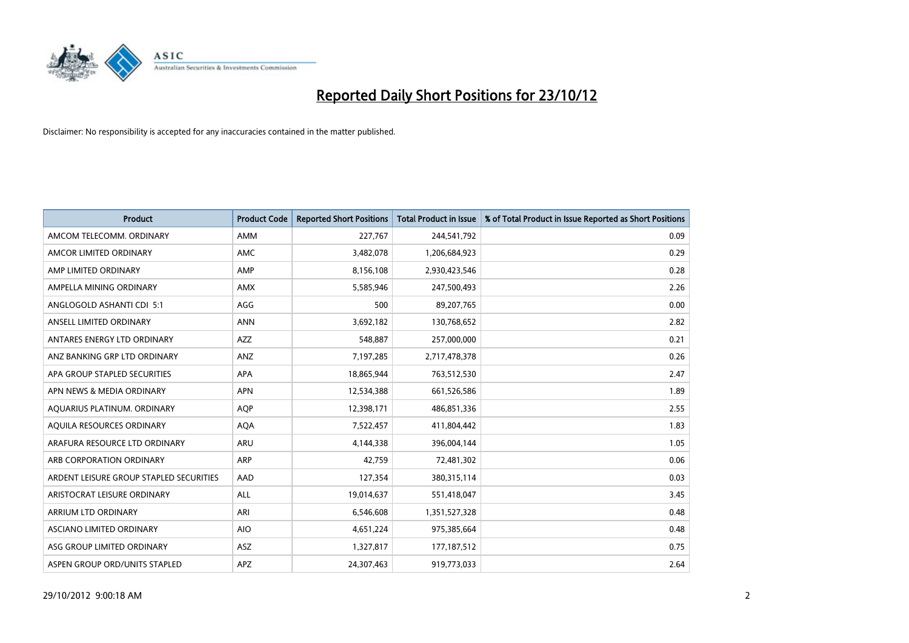# Reported Daily Short Positions for 23/10/12

Disclaimer: No responsibility is accepted for any inaccuracies contained in the matter published.

| Product | Product Code | Reported Short Positions | Total Product in Issue | % of Total Product in Issue Reported as Short Positions |
|---|---|---|---|---|
| AMCOM TELECOMM. ORDINARY | AMM | 227,767 | 244,541,792 | 0.09 |
| AMCOR LIMITED ORDINARY | AMC | 3,482,078 | 1,206,684,923 | 0.29 |
| AMP LIMITED ORDINARY | AMP | 8,156,108 | 2,930,423,546 | 0.28 |
| AMPELLA MINING ORDINARY | AMX | 5,585,946 | 247,500,493 | 2.26 |
| ANGLOGOLD ASHANTI CDI 5:1 | AGG | 500 | 89,207,765 | 0.00 |
| ANSELL LIMITED ORDINARY | ANN | 3,692,182 | 130,768,652 | 2.82 |
| ANTARES ENERGY LTD ORDINARY | AZZ | 548,887 | 257,000,000 | 0.21 |
| ANZ BANKING GRP LTD ORDINARY | ANZ | 7,197,285 | 2,717,478,378 | 0.26 |
| APA GROUP STAPLED SECURITIES | APA | 18,865,944 | 763,512,530 | 2.47 |
| APN NEWS & MEDIA ORDINARY | APN | 12,534,388 | 661,526,586 | 1.89 |
| AQUARIUS PLATINUM. ORDINARY | AQP | 12,398,171 | 486,851,336 | 2.55 |
| AQUILA RESOURCES ORDINARY | AQA | 7,522,457 | 411,804,442 | 1.83 |
| ARAFURA RESOURCE LTD ORDINARY | ARU | 4,144,338 | 396,004,144 | 1.05 |
| ARB CORPORATION ORDINARY | ARP | 42,759 | 72,481,302 | 0.06 |
| ARDENT LEISURE GROUP STAPLED SECURITIES | AAD | 127,354 | 380,315,114 | 0.03 |
| ARISTOCRAT LEISURE ORDINARY | ALL | 19,014,637 | 551,418,047 | 3.45 |
| ARRIUM LTD ORDINARY | ARI | 6,546,608 | 1,351,527,328 | 0.48 |
| ASCIANO LIMITED ORDINARY | AIO | 4,651,224 | 975,385,664 | 0.48 |
| ASG GROUP LIMITED ORDINARY | ASZ | 1,327,817 | 177,187,512 | 0.75 |
| ASPEN GROUP ORD/UNITS STAPLED | APZ | 24,307,463 | 919,773,033 | 2.64 |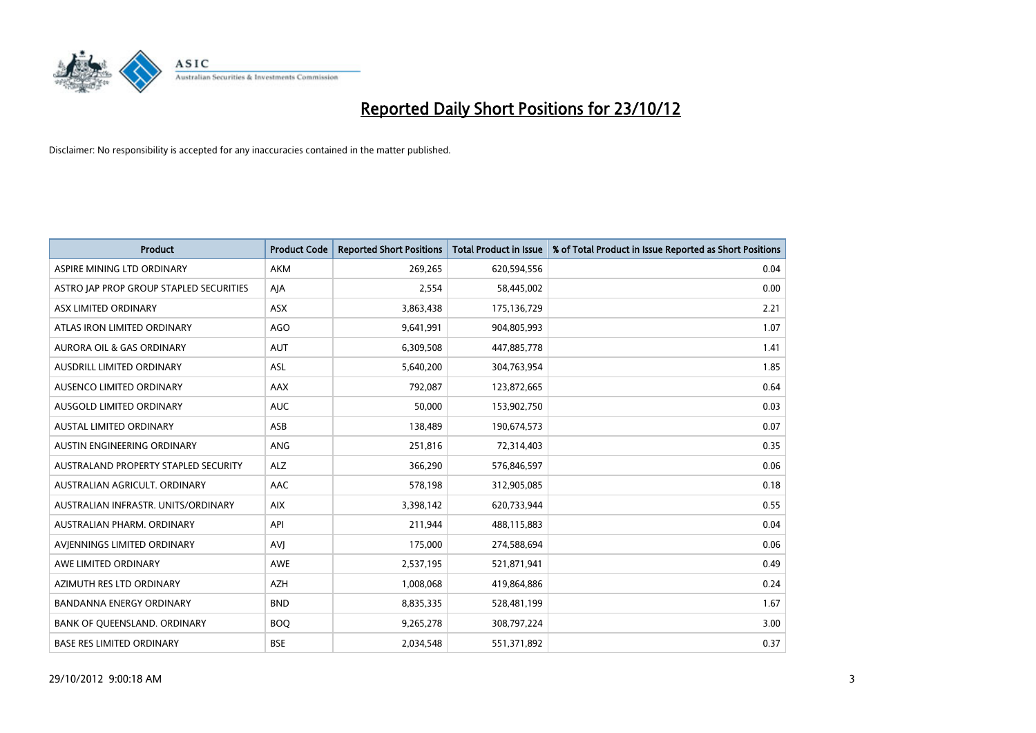# Reported Daily Short Positions for 23/10/12

Disclaimer: No responsibility is accepted for any inaccuracies contained in the matter published.

| Product | Product Code | Reported Short Positions | Total Product in Issue | % of Total Product in Issue Reported as Short Positions |
|---|---|---|---|---|
| ASPIRE MINING LTD ORDINARY | AKM | 269,265 | 620,594,556 | 0.04 |
| ASTRO JAP PROP GROUP STAPLED SECURITIES | AJA | 2,554 | 58,445,002 | 0.00 |
| ASX LIMITED ORDINARY | ASX | 3,863,438 | 175,136,729 | 2.21 |
| ATLAS IRON LIMITED ORDINARY | AGO | 9,641,991 | 904,805,993 | 1.07 |
| AURORA OIL & GAS ORDINARY | AUT | 6,309,508 | 447,885,778 | 1.41 |
| AUSDRILL LIMITED ORDINARY | ASL | 5,640,200 | 304,763,954 | 1.85 |
| AUSENCO LIMITED ORDINARY | AAX | 792,087 | 123,872,665 | 0.64 |
| AUSGOLD LIMITED ORDINARY | AUC | 50,000 | 153,902,750 | 0.03 |
| AUSTAL LIMITED ORDINARY | ASB | 138,489 | 190,674,573 | 0.07 |
| AUSTIN ENGINEERING ORDINARY | ANG | 251,816 | 72,314,403 | 0.35 |
| AUSTRALAND PROPERTY STAPLED SECURITY | ALZ | 366,290 | 576,846,597 | 0.06 |
| AUSTRALIAN AGRICULT. ORDINARY | AAC | 578,198 | 312,905,085 | 0.18 |
| AUSTRALIAN INFRASTR. UNITS/ORDINARY | AIX | 3,398,142 | 620,733,944 | 0.55 |
| AUSTRALIAN PHARM. ORDINARY | API | 211,944 | 488,115,883 | 0.04 |
| AVJENNINGS LIMITED ORDINARY | AVJ | 175,000 | 274,588,694 | 0.06 |
| AWE LIMITED ORDINARY | AWE | 2,537,195 | 521,871,941 | 0.49 |
| AZIMUTH RES LTD ORDINARY | AZH | 1,008,068 | 419,864,886 | 0.24 |
| BANDANNA ENERGY ORDINARY | BND | 8,835,335 | 528,481,199 | 1.67 |
| BANK OF QUEENSLAND. ORDINARY | BOQ | 9,265,278 | 308,797,224 | 3.00 |
| BASE RES LIMITED ORDINARY | BSE | 2,034,548 | 551,371,892 | 0.37 |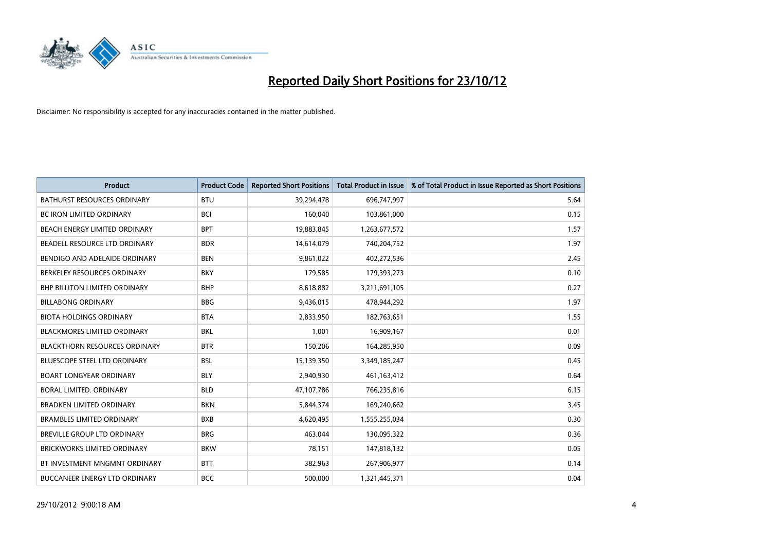# Reported Daily Short Positions for 23/10/12

Disclaimer: No responsibility is accepted for any inaccuracies contained in the matter published.

| Product | Product Code | Reported Short Positions | Total Product in Issue | % of Total Product in Issue Reported as Short Positions |
|---|---|---|---|---|
| BATHURST RESOURCES ORDINARY | BTU | 39,294,478 | 696,747,997 | 5.64 |
| BC IRON LIMITED ORDINARY | BCI | 160,040 | 103,861,000 | 0.15 |
| BEACH ENERGY LIMITED ORDINARY | BPT | 19,883,845 | 1,263,677,572 | 1.57 |
| BEADELL RESOURCE LTD ORDINARY | BDR | 14,614,079 | 740,204,752 | 1.97 |
| BENDIGO AND ADELAIDE ORDINARY | BEN | 9,861,022 | 402,272,536 | 2.45 |
| BERKELEY RESOURCES ORDINARY | BKY | 179,585 | 179,393,273 | 0.10 |
| BHP BILLITON LIMITED ORDINARY | BHP | 8,618,882 | 3,211,691,105 | 0.27 |
| BILLABONG ORDINARY | BBG | 9,436,015 | 478,944,292 | 1.97 |
| BIOTA HOLDINGS ORDINARY | BTA | 2,833,950 | 182,763,651 | 1.55 |
| BLACKMORES LIMITED ORDINARY | BKL | 1,001 | 16,909,167 | 0.01 |
| BLACKTHORN RESOURCES ORDINARY | BTR | 150,206 | 164,285,950 | 0.09 |
| BLUESCOPE STEEL LTD ORDINARY | BSL | 15,139,350 | 3,349,185,247 | 0.45 |
| BOART LONGYEAR ORDINARY | BLY | 2,940,930 | 461,163,412 | 0.64 |
| BORAL LIMITED. ORDINARY | BLD | 47,107,786 | 766,235,816 | 6.15 |
| BRADKEN LIMITED ORDINARY | BKN | 5,844,374 | 169,240,662 | 3.45 |
| BRAMBLES LIMITED ORDINARY | BXB | 4,620,495 | 1,555,255,034 | 0.30 |
| BREVILLE GROUP LTD ORDINARY | BRG | 463,044 | 130,095,322 | 0.36 |
| BRICKWORKS LIMITED ORDINARY | BKW | 78,151 | 147,818,132 | 0.05 |
| BT INVESTMENT MNGMNT ORDINARY | BTT | 382,963 | 267,906,977 | 0.14 |
| BUCCANEER ENERGY LTD ORDINARY | BCC | 500,000 | 1,321,445,371 | 0.04 |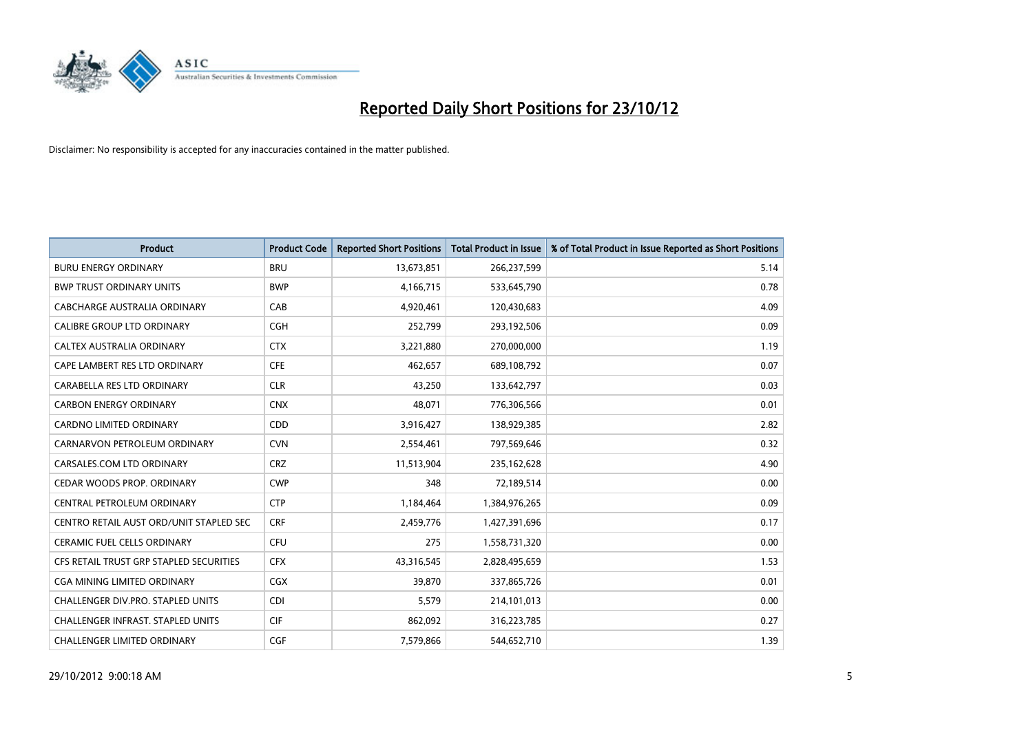# Reported Daily Short Positions for 23/10/12

Disclaimer: No responsibility is accepted for any inaccuracies contained in the matter published.

| Product | Product Code | Reported Short Positions | Total Product in Issue | % of Total Product in Issue Reported as Short Positions |
|---|---|---|---|---|
| BURU ENERGY ORDINARY | BRU | 13,673,851 | 266,237,599 | 5.14 |
| BWP TRUST ORDINARY UNITS | BWP | 4,166,715 | 533,645,790 | 0.78 |
| CABCHARGE AUSTRALIA ORDINARY | CAB | 4,920,461 | 120,430,683 | 4.09 |
| CALIBRE GROUP LTD ORDINARY | CGH | 252,799 | 293,192,506 | 0.09 |
| CALTEX AUSTRALIA ORDINARY | CTX | 3,221,880 | 270,000,000 | 1.19 |
| CAPE LAMBERT RES LTD ORDINARY | CFE | 462,657 | 689,108,792 | 0.07 |
| CARABELLA RES LTD ORDINARY | CLR | 43,250 | 133,642,797 | 0.03 |
| CARBON ENERGY ORDINARY | CNX | 48,071 | 776,306,566 | 0.01 |
| CARDNO LIMITED ORDINARY | CDD | 3,916,427 | 138,929,385 | 2.82 |
| CARNARVON PETROLEUM ORDINARY | CVN | 2,554,461 | 797,569,646 | 0.32 |
| CARSALES.COM LTD ORDINARY | CRZ | 11,513,904 | 235,162,628 | 4.90 |
| CEDAR WOODS PROP. ORDINARY | CWP | 348 | 72,189,514 | 0.00 |
| CENTRAL PETROLEUM ORDINARY | CTP | 1,184,464 | 1,384,976,265 | 0.09 |
| CENTRO RETAIL AUST ORD/UNIT STAPLED SEC | CRF | 2,459,776 | 1,427,391,696 | 0.17 |
| CERAMIC FUEL CELLS ORDINARY | CFU | 275 | 1,558,731,320 | 0.00 |
| CFS RETAIL TRUST GRP STAPLED SECURITIES | CFX | 43,316,545 | 2,828,495,659 | 1.53 |
| CGA MINING LIMITED ORDINARY | CGX | 39,870 | 337,865,726 | 0.01 |
| CHALLENGER DIV.PRO. STAPLED UNITS | CDI | 5,579 | 214,101,013 | 0.00 |
| CHALLENGER INFRAST. STAPLED UNITS | CIF | 862,092 | 316,223,785 | 0.27 |
| CHALLENGER LIMITED ORDINARY | CGF | 7,579,866 | 544,652,710 | 1.39 |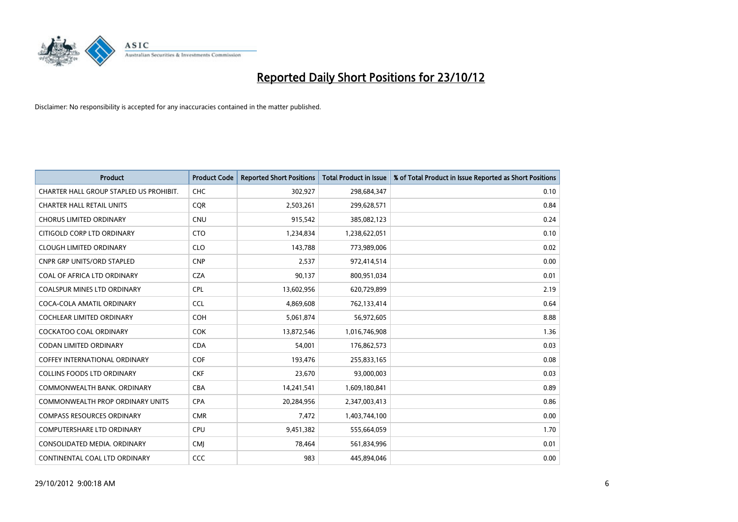# Reported Daily Short Positions for 23/10/12

Disclaimer: No responsibility is accepted for any inaccuracies contained in the matter published.

| Product | Product Code | Reported Short Positions | Total Product in Issue | % of Total Product in Issue Reported as Short Positions |
|---|---|---|---|---|
| CHARTER HALL GROUP STAPLED US PROHIBIT. | CHC | 302,927 | 298,684,347 | 0.10 |
| CHARTER HALL RETAIL UNITS | CQR | 2,503,261 | 299,628,571 | 0.84 |
| CHORUS LIMITED ORDINARY | CNU | 915,542 | 385,082,123 | 0.24 |
| CITIGOLD CORP LTD ORDINARY | CTO | 1,234,834 | 1,238,622,051 | 0.10 |
| CLOUGH LIMITED ORDINARY | CLO | 143,788 | 773,989,006 | 0.02 |
| CNPR GRP UNITS/ORD STAPLED | CNP | 2,537 | 972,414,514 | 0.00 |
| COAL OF AFRICA LTD ORDINARY | CZA | 90,137 | 800,951,034 | 0.01 |
| COALSPUR MINES LTD ORDINARY | CPL | 13,602,956 | 620,729,899 | 2.19 |
| COCA-COLA AMATIL ORDINARY | CCL | 4,869,608 | 762,133,414 | 0.64 |
| COCHLEAR LIMITED ORDINARY | COH | 5,061,874 | 56,972,605 | 8.88 |
| COCKATOO COAL ORDINARY | COK | 13,872,546 | 1,016,746,908 | 1.36 |
| CODAN LIMITED ORDINARY | CDA | 54,001 | 176,862,573 | 0.03 |
| COFFEY INTERNATIONAL ORDINARY | COF | 193,476 | 255,833,165 | 0.08 |
| COLLINS FOODS LTD ORDINARY | CKF | 23,670 | 93,000,003 | 0.03 |
| COMMONWEALTH BANK. ORDINARY | CBA | 14,241,541 | 1,609,180,841 | 0.89 |
| COMMONWEALTH PROP ORDINARY UNITS | CPA | 20,284,956 | 2,347,003,413 | 0.86 |
| COMPASS RESOURCES ORDINARY | CMR | 7,472 | 1,403,744,100 | 0.00 |
| COMPUTERSHARE LTD ORDINARY | CPU | 9,451,382 | 555,664,059 | 1.70 |
| CONSOLIDATED MEDIA. ORDINARY | CMJ | 78,464 | 561,834,996 | 0.01 |
| CONTINENTAL COAL LTD ORDINARY | CCC | 983 | 445,894,046 | 0.00 |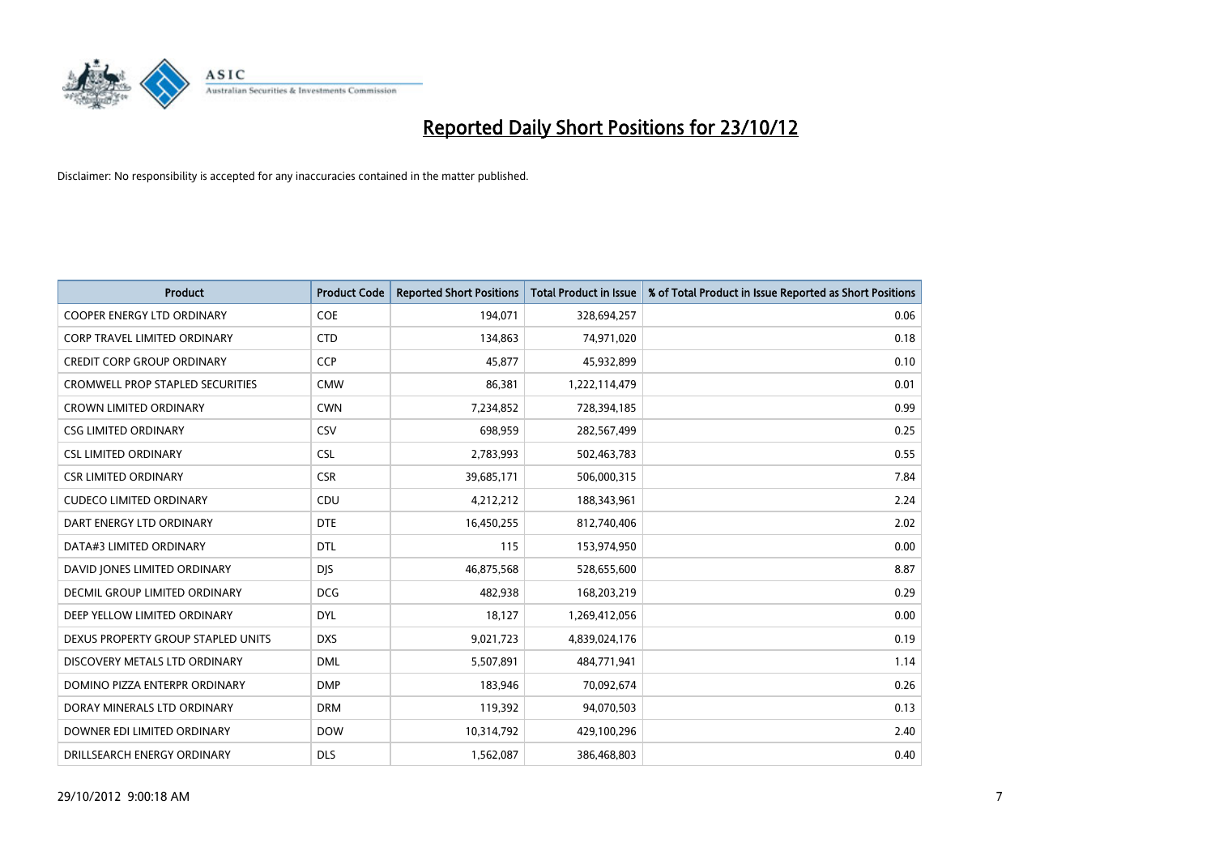# Reported Daily Short Positions for 23/10/12

Disclaimer: No responsibility is accepted for any inaccuracies contained in the matter published.

| Product | Product Code | Reported Short Positions | Total Product in Issue | % of Total Product in Issue Reported as Short Positions |
|---|---|---|---|---|
| COOPER ENERGY LTD ORDINARY | COE | 194,071 | 328,694,257 | 0.06 |
| CORP TRAVEL LIMITED ORDINARY | CTD | 134,863 | 74,971,020 | 0.18 |
| CREDIT CORP GROUP ORDINARY | CCP | 45,877 | 45,932,899 | 0.10 |
| CROMWELL PROP STAPLED SECURITIES | CMW | 86,381 | 1,222,114,479 | 0.01 |
| CROWN LIMITED ORDINARY | CWN | 7,234,852 | 728,394,185 | 0.99 |
| CSG LIMITED ORDINARY | CSV | 698,959 | 282,567,499 | 0.25 |
| CSL LIMITED ORDINARY | CSL | 2,783,993 | 502,463,783 | 0.55 |
| CSR LIMITED ORDINARY | CSR | 39,685,171 | 506,000,315 | 7.84 |
| CUDECO LIMITED ORDINARY | CDU | 4,212,212 | 188,343,961 | 2.24 |
| DART ENERGY LTD ORDINARY | DTE | 16,450,255 | 812,740,406 | 2.02 |
| DATA#3 LIMITED ORDINARY | DTL | 115 | 153,974,950 | 0.00 |
| DAVID JONES LIMITED ORDINARY | DJS | 46,875,568 | 528,655,600 | 8.87 |
| DECMIL GROUP LIMITED ORDINARY | DCG | 482,938 | 168,203,219 | 0.29 |
| DEEP YELLOW LIMITED ORDINARY | DYL | 18,127 | 1,269,412,056 | 0.00 |
| DEXUS PROPERTY GROUP STAPLED UNITS | DXS | 9,021,723 | 4,839,024,176 | 0.19 |
| DISCOVERY METALS LTD ORDINARY | DML | 5,507,891 | 484,771,941 | 1.14 |
| DOMINO PIZZA ENTERPR ORDINARY | DMP | 183,946 | 70,092,674 | 0.26 |
| DORAY MINERALS LTD ORDINARY | DRM | 119,392 | 94,070,503 | 0.13 |
| DOWNER EDI LIMITED ORDINARY | DOW | 10,314,792 | 429,100,296 | 2.40 |
| DRILLSEARCH ENERGY ORDINARY | DLS | 1,562,087 | 386,468,803 | 0.40 |

29/10/2012 9:00:18 AM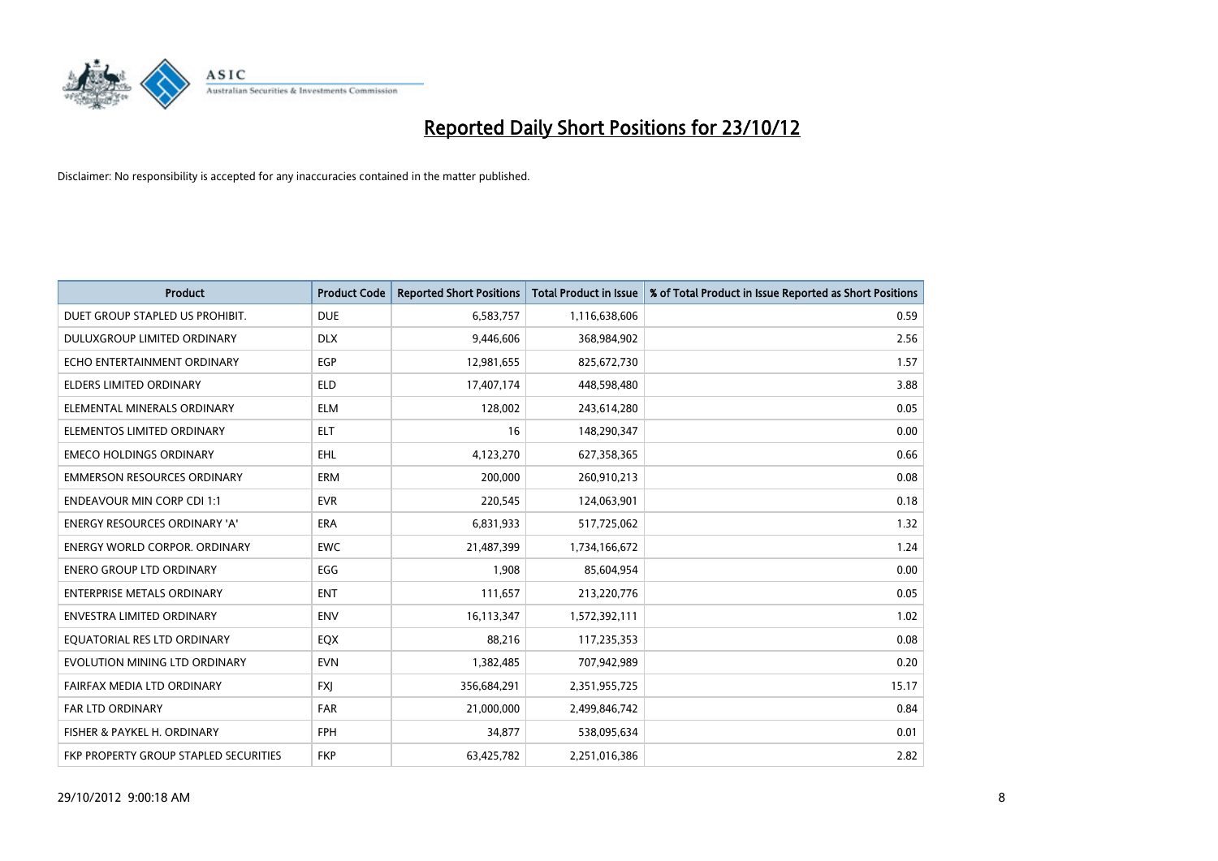# Reported Daily Short Positions for 23/10/12

Disclaimer: No responsibility is accepted for any inaccuracies contained in the matter published.

| Product | Product Code | Reported Short Positions | Total Product in Issue | % of Total Product in Issue Reported as Short Positions |
|---|---|---|---|---|
| DUET GROUP STAPLED US PROHIBIT. | DUE | 6,583,757 | 1,116,638,606 | 0.59 |
| DULUXGROUP LIMITED ORDINARY | DLX | 9,446,606 | 368,984,902 | 2.56 |
| ECHO ENTERTAINMENT ORDINARY | EGP | 12,981,655 | 825,672,730 | 1.57 |
| ELDERS LIMITED ORDINARY | ELD | 17,407,174 | 448,598,480 | 3.88 |
| ELEMENTAL MINERALS ORDINARY | ELM | 128,002 | 243,614,280 | 0.05 |
| ELEMENTOS LIMITED ORDINARY | ELT | 16 | 148,290,347 | 0.00 |
| EMECO HOLDINGS ORDINARY | EHL | 4,123,270 | 627,358,365 | 0.66 |
| EMMERSON RESOURCES ORDINARY | ERM | 200,000 | 260,910,213 | 0.08 |
| ENDEAVOUR MIN CORP CDI 1:1 | EVR | 220,545 | 124,063,901 | 0.18 |
| ENERGY RESOURCES ORDINARY 'A' | ERA | 6,831,933 | 517,725,062 | 1.32 |
| ENERGY WORLD CORPOR. ORDINARY | EWC | 21,487,399 | 1,734,166,672 | 1.24 |
| ENERO GROUP LTD ORDINARY | EGG | 1,908 | 85,604,954 | 0.00 |
| ENTERPRISE METALS ORDINARY | ENT | 111,657 | 213,220,776 | 0.05 |
| ENVESTRA LIMITED ORDINARY | ENV | 16,113,347 | 1,572,392,111 | 1.02 |
| EQUATORIAL RES LTD ORDINARY | EQX | 88,216 | 117,235,353 | 0.08 |
| EVOLUTION MINING LTD ORDINARY | EVN | 1,382,485 | 707,942,989 | 0.20 |
| FAIRFAX MEDIA LTD ORDINARY | FXJ | 356,684,291 | 2,351,955,725 | 15.17 |
| FAR LTD ORDINARY | FAR | 21,000,000 | 2,499,846,742 | 0.84 |
| FISHER & PAYKEL H. ORDINARY | FPH | 34,877 | 538,095,634 | 0.01 |
| FKP PROPERTY GROUP STAPLED SECURITIES | FKP | 63,425,782 | 2,251,016,386 | 2.82 |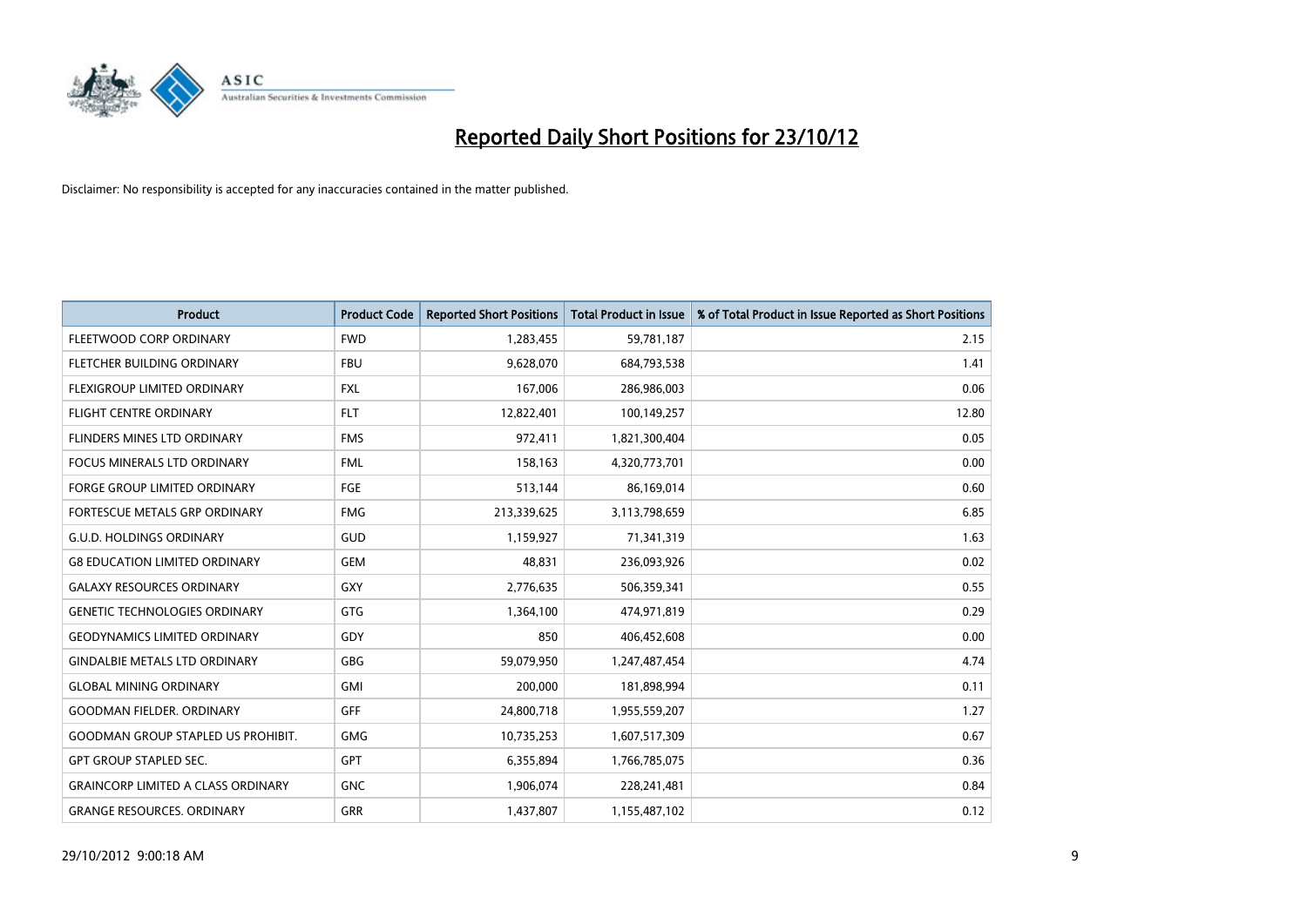# Reported Daily Short Positions for 23/10/12

Disclaimer: No responsibility is accepted for any inaccuracies contained in the matter published.

| Product | Product Code | Reported Short Positions | Total Product in Issue | % of Total Product in Issue Reported as Short Positions |
|---|---|---|---|---|
| FLEETWOOD CORP ORDINARY | FWD | 1,283,455 | 59,781,187 | 2.15 |
| FLETCHER BUILDING ORDINARY | FBU | 9,628,070 | 684,793,538 | 1.41 |
| FLEXIGROUP LIMITED ORDINARY | FXL | 167,006 | 286,986,003 | 0.06 |
| FLIGHT CENTRE ORDINARY | FLT | 12,822,401 | 100,149,257 | 12.80 |
| FLINDERS MINES LTD ORDINARY | FMS | 972,411 | 1,821,300,404 | 0.05 |
| FOCUS MINERALS LTD ORDINARY | FML | 158,163 | 4,320,773,701 | 0.00 |
| FORGE GROUP LIMITED ORDINARY | FGE | 513,144 | 86,169,014 | 0.60 |
| FORTESCUE METALS GRP ORDINARY | FMG | 213,339,625 | 3,113,798,659 | 6.85 |
| G.U.D. HOLDINGS ORDINARY | GUD | 1,159,927 | 71,341,319 | 1.63 |
| G8 EDUCATION LIMITED ORDINARY | GEM | 48,831 | 236,093,926 | 0.02 |
| GALAXY RESOURCES ORDINARY | GXY | 2,776,635 | 506,359,341 | 0.55 |
| GENETIC TECHNOLOGIES ORDINARY | GTG | 1,364,100 | 474,971,819 | 0.29 |
| GEODYNAMICS LIMITED ORDINARY | GDY | 850 | 406,452,608 | 0.00 |
| GINDALBIE METALS LTD ORDINARY | GBG | 59,079,950 | 1,247,487,454 | 4.74 |
| GLOBAL MINING ORDINARY | GMI | 200,000 | 181,898,994 | 0.11 |
| GOODMAN FIELDER. ORDINARY | GFF | 24,800,718 | 1,955,559,207 | 1.27 |
| GOODMAN GROUP STAPLED US PROHIBIT. | GMG | 10,735,253 | 1,607,517,309 | 0.67 |
| GPT GROUP STAPLED SEC. | GPT | 6,355,894 | 1,766,785,075 | 0.36 |
| GRAINCORP LIMITED A CLASS ORDINARY | GNC | 1,906,074 | 228,241,481 | 0.84 |
| GRANGE RESOURCES. ORDINARY | GRR | 1,437,807 | 1,155,487,102 | 0.12 |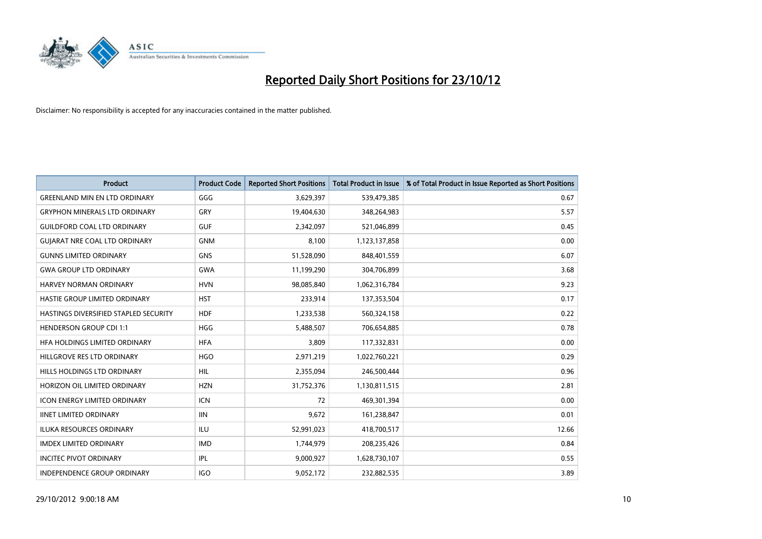# Reported Daily Short Positions for 23/10/12

Disclaimer: No responsibility is accepted for any inaccuracies contained in the matter published.

| Product | Product Code | Reported Short Positions | Total Product in Issue | % of Total Product in Issue Reported as Short Positions |
|---|---|---|---|---|
| GREENLAND MIN EN LTD ORDINARY | GGG | 3,629,397 | 539,479,385 | 0.67 |
| GRYPHON MINERALS LTD ORDINARY | GRY | 19,404,630 | 348,264,983 | 5.57 |
| GUILDFORD COAL LTD ORDINARY | GUF | 2,342,097 | 521,046,899 | 0.45 |
| GUJARAT NRE COAL LTD ORDINARY | GNM | 8,100 | 1,123,137,858 | 0.00 |
| GUNNS LIMITED ORDINARY | GNS | 51,528,090 | 848,401,559 | 6.07 |
| GWA GROUP LTD ORDINARY | GWA | 11,199,290 | 304,706,899 | 3.68 |
| HARVEY NORMAN ORDINARY | HVN | 98,085,840 | 1,062,316,784 | 9.23 |
| HASTIE GROUP LIMITED ORDINARY | HST | 233,914 | 137,353,504 | 0.17 |
| HASTINGS DIVERSIFIED STAPLED SECURITY | HDF | 1,233,538 | 560,324,158 | 0.22 |
| HENDERSON GROUP CDI 1:1 | HGG | 5,488,507 | 706,654,885 | 0.78 |
| HFA HOLDINGS LIMITED ORDINARY | HFA | 3,809 | 117,332,831 | 0.00 |
| HILLGROVE RES LTD ORDINARY | HGO | 2,971,219 | 1,022,760,221 | 0.29 |
| HILLS HOLDINGS LTD ORDINARY | HIL | 2,355,094 | 246,500,444 | 0.96 |
| HORIZON OIL LIMITED ORDINARY | HZN | 31,752,376 | 1,130,811,515 | 2.81 |
| ICON ENERGY LIMITED ORDINARY | ICN | 72 | 469,301,394 | 0.00 |
| IINET LIMITED ORDINARY | IIN | 9,672 | 161,238,847 | 0.01 |
| ILUKA RESOURCES ORDINARY | ILU | 52,991,023 | 418,700,517 | 12.66 |
| IMDEX LIMITED ORDINARY | IMD | 1,744,979 | 208,235,426 | 0.84 |
| INCITEC PIVOT ORDINARY | IPL | 9,000,927 | 1,628,730,107 | 0.55 |
| INDEPENDENCE GROUP ORDINARY | IGO | 9,052,172 | 232,882,535 | 3.89 |

29/10/2012 9:00:18 AM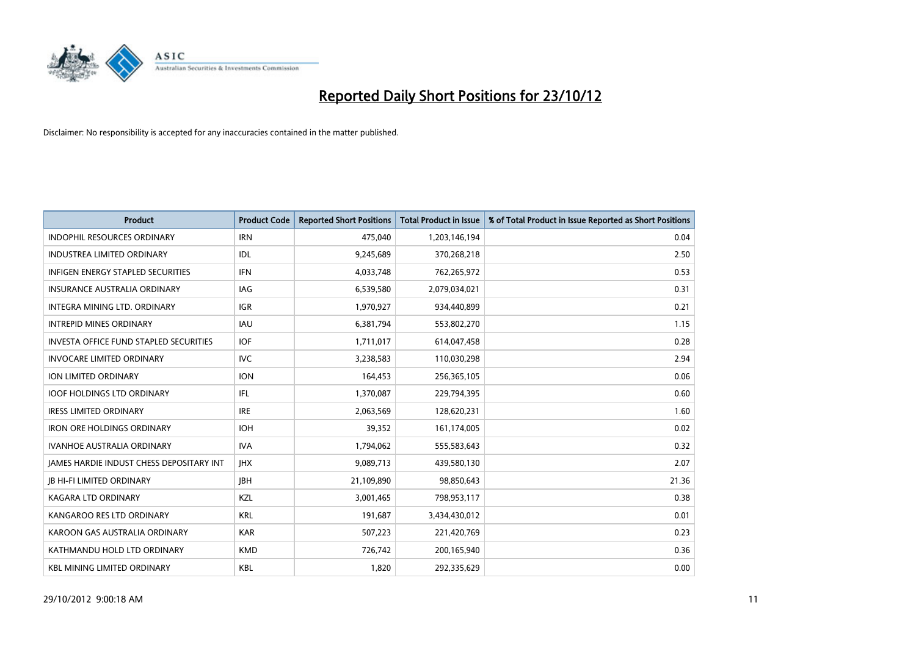# Reported Daily Short Positions for 23/10/12

Disclaimer: No responsibility is accepted for any inaccuracies contained in the matter published.

| Product | Product Code | Reported Short Positions | Total Product in Issue | % of Total Product in Issue Reported as Short Positions |
| --- | --- | --- | --- | --- |
| INDOPHIL RESOURCES ORDINARY | IRN | 475,040 | 1,203,146,194 | 0.04 |
| INDUSTREA LIMITED ORDINARY | IDL | 9,245,689 | 370,268,218 | 2.50 |
| INFIGEN ENERGY STAPLED SECURITIES | IFN | 4,033,748 | 762,265,972 | 0.53 |
| INSURANCE AUSTRALIA ORDINARY | IAG | 6,539,580 | 2,079,034,021 | 0.31 |
| INTEGRA MINING LTD. ORDINARY | IGR | 1,970,927 | 934,440,899 | 0.21 |
| INTREPID MINES ORDINARY | IAU | 6,381,794 | 553,802,270 | 1.15 |
| INVESTA OFFICE FUND STAPLED SECURITIES | IOF | 1,711,017 | 614,047,458 | 0.28 |
| INVOCARE LIMITED ORDINARY | IVC | 3,238,583 | 110,030,298 | 2.94 |
| ION LIMITED ORDINARY | ION | 164,453 | 256,365,105 | 0.06 |
| IOOF HOLDINGS LTD ORDINARY | IFL | 1,370,087 | 229,794,395 | 0.60 |
| IRESS LIMITED ORDINARY | IRE | 2,063,569 | 128,620,231 | 1.60 |
| IRON ORE HOLDINGS ORDINARY | IOH | 39,352 | 161,174,005 | 0.02 |
| IVANHOE AUSTRALIA ORDINARY | IVA | 1,794,062 | 555,583,643 | 0.32 |
| JAMES HARDIE INDUST CHESS DEPOSITARY INT | JHX | 9,089,713 | 439,580,130 | 2.07 |
| JB HI-FI LIMITED ORDINARY | JBH | 21,109,890 | 98,850,643 | 21.36 |
| KAGARA LTD ORDINARY | KZL | 3,001,465 | 798,953,117 | 0.38 |
| KANGAROO RES LTD ORDINARY | KRL | 191,687 | 3,434,430,012 | 0.01 |
| KAROON GAS AUSTRALIA ORDINARY | KAR | 507,223 | 221,420,769 | 0.23 |
| KATHMANDU HOLD LTD ORDINARY | KMD | 726,742 | 200,165,940 | 0.36 |
| KBL MINING LIMITED ORDINARY | KBL | 1,820 | 292,335,629 | 0.00 |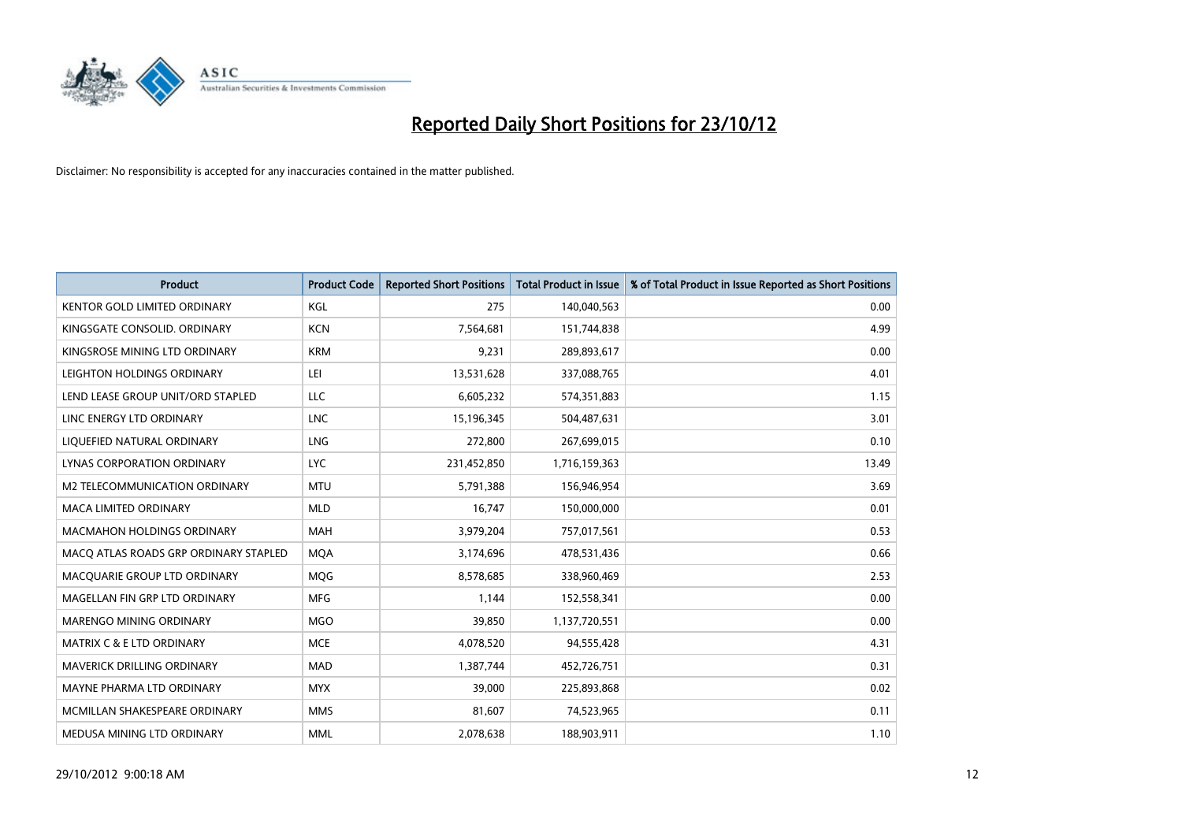# Reported Daily Short Positions for 23/10/12

Disclaimer: No responsibility is accepted for any inaccuracies contained in the matter published.

| Product | Product Code | Reported Short Positions | Total Product in Issue | % of Total Product in Issue Reported as Short Positions |
|---|---|---|---|---|
| KENTOR GOLD LIMITED ORDINARY | KGL | 275 | 140,040,563 | 0.00 |
| KINGSGATE CONSOLID. ORDINARY | KCN | 7,564,681 | 151,744,838 | 4.99 |
| KINGSROSE MINING LTD ORDINARY | KRM | 9,231 | 289,893,617 | 0.00 |
| LEIGHTON HOLDINGS ORDINARY | LEI | 13,531,628 | 337,088,765 | 4.01 |
| LEND LEASE GROUP UNIT/ORD STAPLED | LLC | 6,605,232 | 574,351,883 | 1.15 |
| LINC ENERGY LTD ORDINARY | LNC | 15,196,345 | 504,487,631 | 3.01 |
| LIQUEFIED NATURAL ORDINARY | LNG | 272,800 | 267,699,015 | 0.10 |
| LYNAS CORPORATION ORDINARY | LYC | 231,452,850 | 1,716,159,363 | 13.49 |
| M2 TELECOMMUNICATION ORDINARY | MTU | 5,791,388 | 156,946,954 | 3.69 |
| MACA LIMITED ORDINARY | MLD | 16,747 | 150,000,000 | 0.01 |
| MACMAHON HOLDINGS ORDINARY | MAH | 3,979,204 | 757,017,561 | 0.53 |
| MACQ ATLAS ROADS GRP ORDINARY STAPLED | MQA | 3,174,696 | 478,531,436 | 0.66 |
| MACQUARIE GROUP LTD ORDINARY | MQG | 8,578,685 | 338,960,469 | 2.53 |
| MAGELLAN FIN GRP LTD ORDINARY | MFG | 1,144 | 152,558,341 | 0.00 |
| MARENGO MINING ORDINARY | MGO | 39,850 | 1,137,720,551 | 0.00 |
| MATRIX C & E LTD ORDINARY | MCE | 4,078,520 | 94,555,428 | 4.31 |
| MAVERICK DRILLING ORDINARY | MAD | 1,387,744 | 452,726,751 | 0.31 |
| MAYNE PHARMA LTD ORDINARY | MYX | 39,000 | 225,893,868 | 0.02 |
| MCMILLAN SHAKESPEARE ORDINARY | MMS | 81,607 | 74,523,965 | 0.11 |
| MEDUSA MINING LTD ORDINARY | MML | 2,078,638 | 188,903,911 | 1.10 |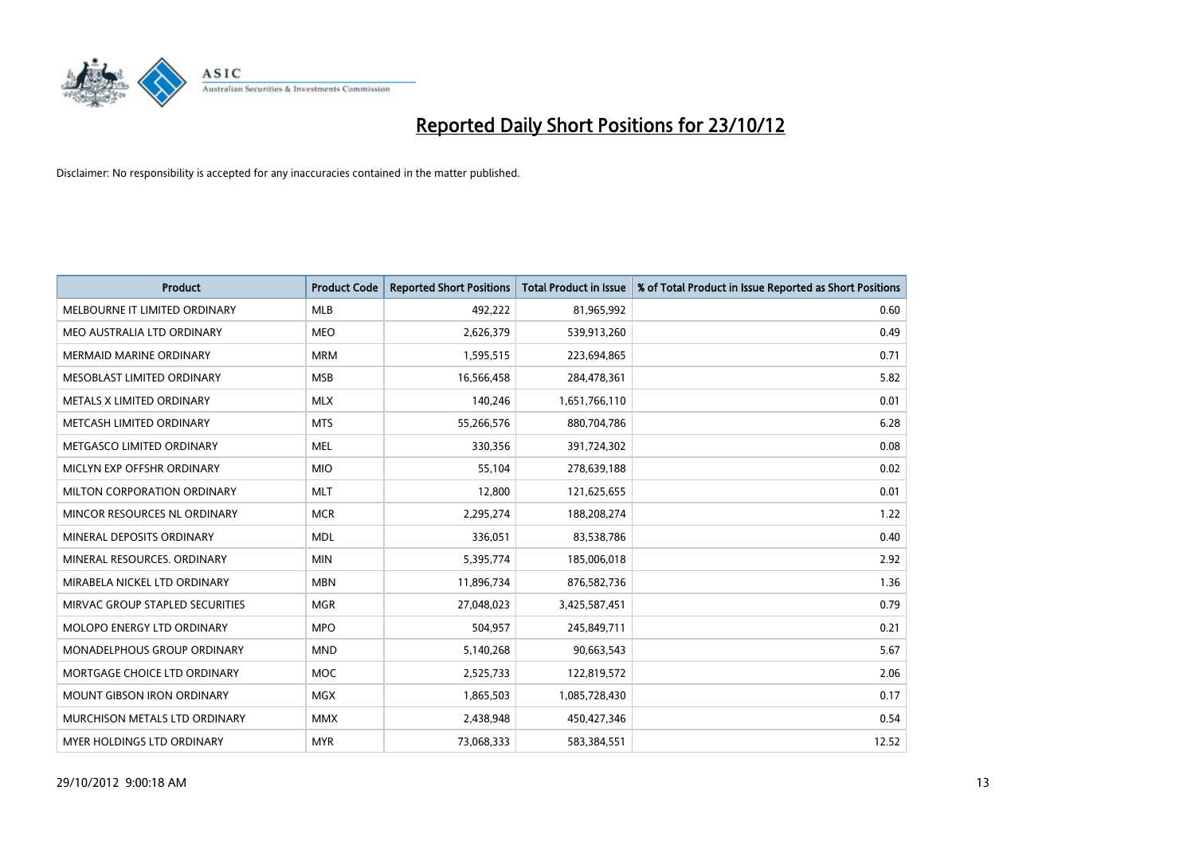# Reported Daily Short Positions for 23/10/12

Disclaimer: No responsibility is accepted for any inaccuracies contained in the matter published.

| Product | Product Code | Reported Short Positions | Total Product in Issue | % of Total Product in Issue Reported as Short Positions |
|---|---|---|---|---|
| MELBOURNE IT LIMITED ORDINARY | MLB | 492,222 | 81,965,992 | 0.60 |
| MEO AUSTRALIA LTD ORDINARY | MEO | 2,626,379 | 539,913,260 | 0.49 |
| MERMAID MARINE ORDINARY | MRM | 1,595,515 | 223,694,865 | 0.71 |
| MESOBLAST LIMITED ORDINARY | MSB | 16,566,458 | 284,478,361 | 5.82 |
| METALS X LIMITED ORDINARY | MLX | 140,246 | 1,651,766,110 | 0.01 |
| METCASH LIMITED ORDINARY | MTS | 55,266,576 | 880,704,786 | 6.28 |
| METGASCO LIMITED ORDINARY | MEL | 330,356 | 391,724,302 | 0.08 |
| MICLYN EXP OFFSHR ORDINARY | MIO | 55,104 | 278,639,188 | 0.02 |
| MILTON CORPORATION ORDINARY | MLT | 12,800 | 121,625,655 | 0.01 |
| MINCOR RESOURCES NL ORDINARY | MCR | 2,295,274 | 188,208,274 | 1.22 |
| MINERAL DEPOSITS ORDINARY | MDL | 336,051 | 83,538,786 | 0.40 |
| MINERAL RESOURCES. ORDINARY | MIN | 5,395,774 | 185,006,018 | 2.92 |
| MIRABELA NICKEL LTD ORDINARY | MBN | 11,896,734 | 876,582,736 | 1.36 |
| MIRVAC GROUP STAPLED SECURITIES | MGR | 27,048,023 | 3,425,587,451 | 0.79 |
| MOLOPO ENERGY LTD ORDINARY | MPO | 504,957 | 245,849,711 | 0.21 |
| MONADELPHOUS GROUP ORDINARY | MND | 5,140,268 | 90,663,543 | 5.67 |
| MORTGAGE CHOICE LTD ORDINARY | MOC | 2,525,733 | 122,819,572 | 2.06 |
| MOUNT GIBSON IRON ORDINARY | MGX | 1,865,503 | 1,085,728,430 | 0.17 |
| MURCHISON METALS LTD ORDINARY | MMX | 2,438,948 | 450,427,346 | 0.54 |
| MYER HOLDINGS LTD ORDINARY | MYR | 73,068,333 | 583,384,551 | 12.52 |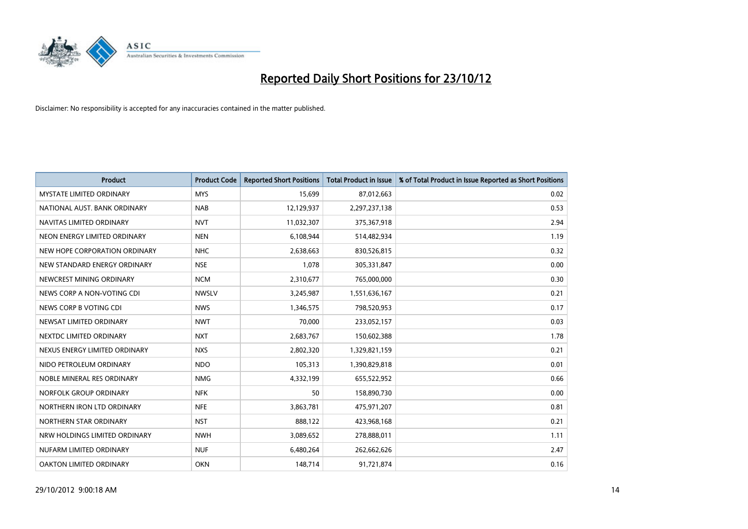# Reported Daily Short Positions for 23/10/12

Disclaimer: No responsibility is accepted for any inaccuracies contained in the matter published.

| Product | Product Code | Reported Short Positions | Total Product in Issue | % of Total Product in Issue Reported as Short Positions |
| --- | --- | --- | --- | --- |
| MYSTATE LIMITED ORDINARY | MYS | 15,699 | 87,012,663 | 0.02 |
| NATIONAL AUST. BANK ORDINARY | NAB | 12,129,937 | 2,297,237,138 | 0.53 |
| NAVITAS LIMITED ORDINARY | NVT | 11,032,307 | 375,367,918 | 2.94 |
| NEON ENERGY LIMITED ORDINARY | NEN | 6,108,944 | 514,482,934 | 1.19 |
| NEW HOPE CORPORATION ORDINARY | NHC | 2,638,663 | 830,526,815 | 0.32 |
| NEW STANDARD ENERGY ORDINARY | NSE | 1,078 | 305,331,847 | 0.00 |
| NEWCREST MINING ORDINARY | NCM | 2,310,677 | 765,000,000 | 0.30 |
| NEWS CORP A NON-VOTING CDI | NWSLV | 3,245,987 | 1,551,636,167 | 0.21 |
| NEWS CORP B VOTING CDI | NWS | 1,346,575 | 798,520,953 | 0.17 |
| NEWSAT LIMITED ORDINARY | NWT | 70,000 | 233,052,157 | 0.03 |
| NEXTDC LIMITED ORDINARY | NXT | 2,683,767 | 150,602,388 | 1.78 |
| NEXUS ENERGY LIMITED ORDINARY | NXS | 2,802,320 | 1,329,821,159 | 0.21 |
| NIDO PETROLEUM ORDINARY | NDO | 105,313 | 1,390,829,818 | 0.01 |
| NOBLE MINERAL RES ORDINARY | NMG | 4,332,199 | 655,522,952 | 0.66 |
| NORFOLK GROUP ORDINARY | NFK | 50 | 158,890,730 | 0.00 |
| NORTHERN IRON LTD ORDINARY | NFE | 3,863,781 | 475,971,207 | 0.81 |
| NORTHERN STAR ORDINARY | NST | 888,122 | 423,968,168 | 0.21 |
| NRW HOLDINGS LIMITED ORDINARY | NWH | 3,089,652 | 278,888,011 | 1.11 |
| NUFARM LIMITED ORDINARY | NUF | 6,480,264 | 262,662,626 | 2.47 |
| OAKTON LIMITED ORDINARY | OKN | 148,714 | 91,721,874 | 0.16 |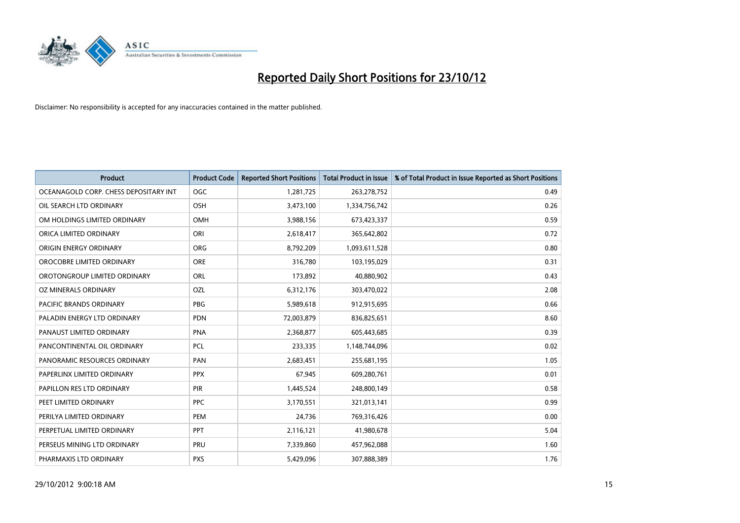# Reported Daily Short Positions for 23/10/12

Disclaimer: No responsibility is accepted for any inaccuracies contained in the matter published.

| Product | Product Code | Reported Short Positions | Total Product in Issue | % of Total Product in Issue Reported as Short Positions |
|---|---|---|---|---|
| OCEANAGOLD CORP. CHESS DEPOSITARY INT | OGC | 1,281,725 | 263,278,752 | 0.49 |
| OIL SEARCH LTD ORDINARY | OSH | 3,473,100 | 1,334,756,742 | 0.26 |
| OM HOLDINGS LIMITED ORDINARY | OMH | 3,988,156 | 673,423,337 | 0.59 |
| ORICA LIMITED ORDINARY | ORI | 2,618,417 | 365,642,802 | 0.72 |
| ORIGIN ENERGY ORDINARY | ORG | 8,792,209 | 1,093,611,528 | 0.80 |
| OROCOBRE LIMITED ORDINARY | ORE | 316,780 | 103,195,029 | 0.31 |
| OROTONGROUP LIMITED ORDINARY | ORL | 173,892 | 40,880,902 | 0.43 |
| OZ MINERALS ORDINARY | OZL | 6,312,176 | 303,470,022 | 2.08 |
| PACIFIC BRANDS ORDINARY | PBG | 5,989,618 | 912,915,695 | 0.66 |
| PALADIN ENERGY LTD ORDINARY | PDN | 72,003,879 | 836,825,651 | 8.60 |
| PANAUST LIMITED ORDINARY | PNA | 2,368,877 | 605,443,685 | 0.39 |
| PANCONTINENTAL OIL ORDINARY | PCL | 233,335 | 1,148,744,096 | 0.02 |
| PANORAMIC RESOURCES ORDINARY | PAN | 2,683,451 | 255,681,195 | 1.05 |
| PAPERLINX LIMITED ORDINARY | PPX | 67,945 | 609,280,761 | 0.01 |
| PAPILLON RES LTD ORDINARY | PIR | 1,445,524 | 248,800,149 | 0.58 |
| PEET LIMITED ORDINARY | PPC | 3,170,551 | 321,013,141 | 0.99 |
| PERILYA LIMITED ORDINARY | PEM | 24,736 | 769,316,426 | 0.00 |
| PERPETUAL LIMITED ORDINARY | PPT | 2,116,121 | 41,980,678 | 5.04 |
| PERSEUS MINING LTD ORDINARY | PRU | 7,339,860 | 457,962,088 | 1.60 |
| PHARMAXIS LTD ORDINARY | PXS | 5,429,096 | 307,888,389 | 1.76 |

29/10/2012 9:00:18 AM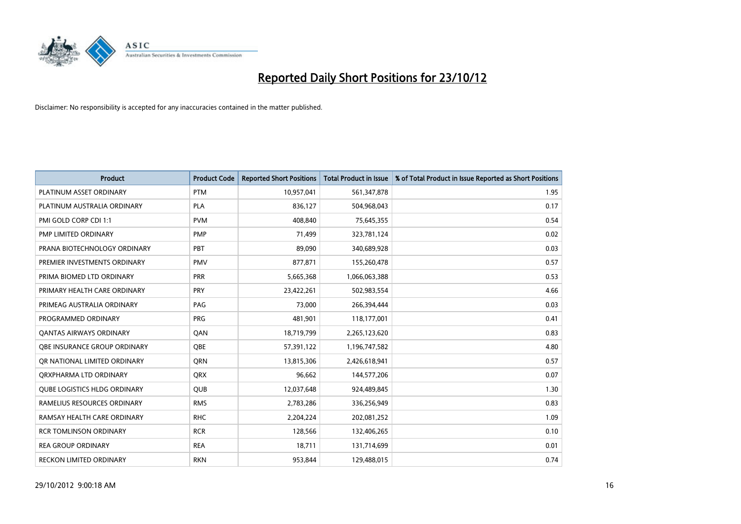# Reported Daily Short Positions for 23/10/12

Disclaimer: No responsibility is accepted for any inaccuracies contained in the matter published.

| Product | Product Code | Reported Short Positions | Total Product in Issue | % of Total Product in Issue Reported as Short Positions |
|---|---|---|---|---|
| PLATINUM ASSET ORDINARY | PTM | 10,957,041 | 561,347,878 | 1.95 |
| PLATINUM AUSTRALIA ORDINARY | PLA | 836,127 | 504,968,043 | 0.17 |
| PMI GOLD CORP CDI 1:1 | PVM | 408,840 | 75,645,355 | 0.54 |
| PMP LIMITED ORDINARY | PMP | 71,499 | 323,781,124 | 0.02 |
| PRANA BIOTECHNOLOGY ORDINARY | PBT | 89,090 | 340,689,928 | 0.03 |
| PREMIER INVESTMENTS ORDINARY | PMV | 877,871 | 155,260,478 | 0.57 |
| PRIMA BIOMED LTD ORDINARY | PRR | 5,665,368 | 1,066,063,388 | 0.53 |
| PRIMARY HEALTH CARE ORDINARY | PRY | 23,422,261 | 502,983,554 | 4.66 |
| PRIMEAG AUSTRALIA ORDINARY | PAG | 73,000 | 266,394,444 | 0.03 |
| PROGRAMMED ORDINARY | PRG | 481,901 | 118,177,001 | 0.41 |
| QANTAS AIRWAYS ORDINARY | QAN | 18,719,799 | 2,265,123,620 | 0.83 |
| QBE INSURANCE GROUP ORDINARY | QBE | 57,391,122 | 1,196,747,582 | 4.80 |
| QR NATIONAL LIMITED ORDINARY | QRN | 13,815,306 | 2,426,618,941 | 0.57 |
| QRXPHARMA LTD ORDINARY | QRX | 96,662 | 144,577,206 | 0.07 |
| QUBE LOGISTICS HLDG ORDINARY | QUB | 12,037,648 | 924,489,845 | 1.30 |
| RAMELIUS RESOURCES ORDINARY | RMS | 2,783,286 | 336,256,949 | 0.83 |
| RAMSAY HEALTH CARE ORDINARY | RHC | 2,204,224 | 202,081,252 | 1.09 |
| RCR TOMLINSON ORDINARY | RCR | 128,566 | 132,406,265 | 0.10 |
| REA GROUP ORDINARY | REA | 18,711 | 131,714,699 | 0.01 |
| RECKON LIMITED ORDINARY | RKN | 953,844 | 129,488,015 | 0.74 |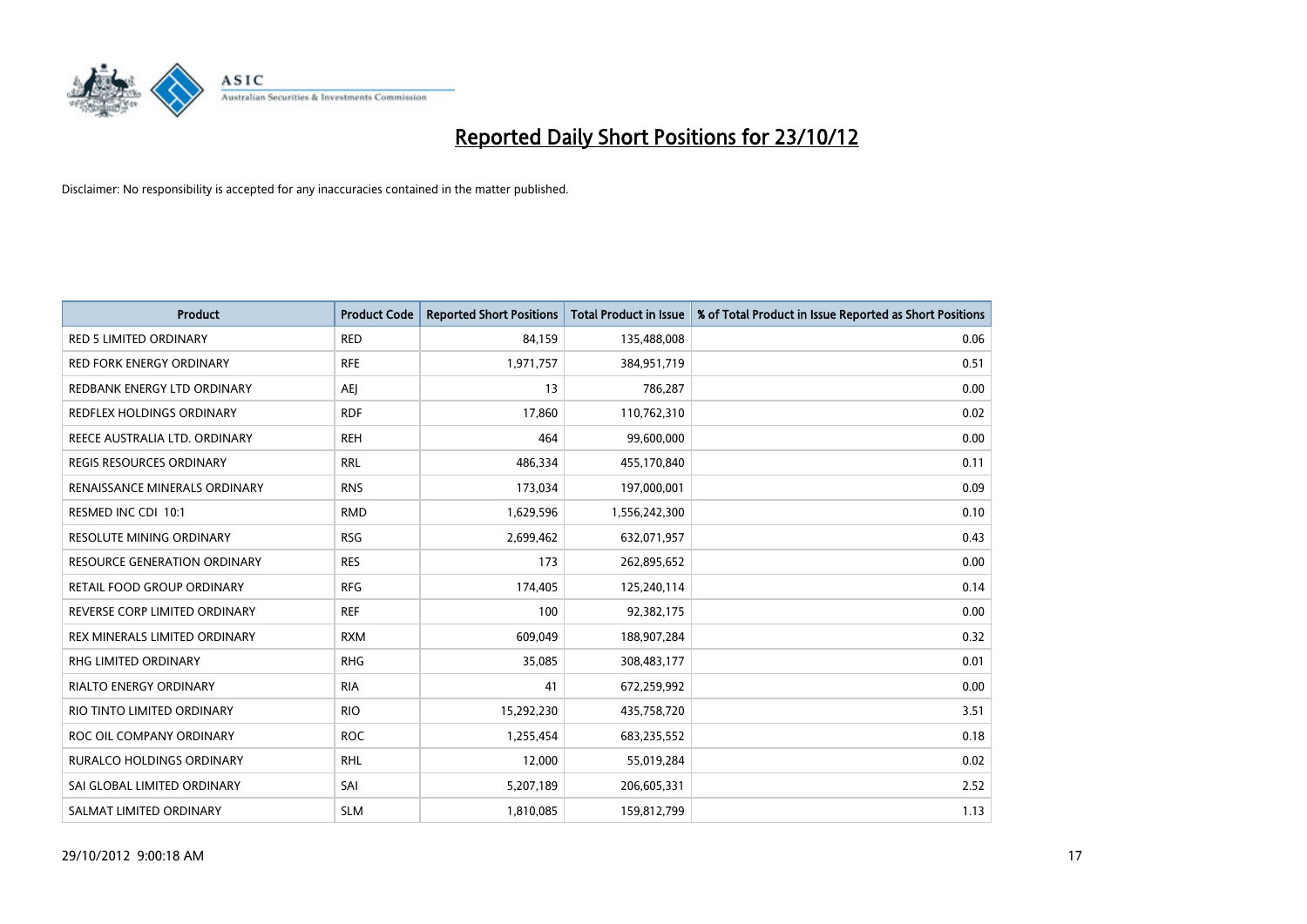# Reported Daily Short Positions for 23/10/12

Disclaimer: No responsibility is accepted for any inaccuracies contained in the matter published.

| Product | Product Code | Reported Short Positions | Total Product in Issue | % of Total Product in Issue Reported as Short Positions |
|---|---|---|---|---|
| RED 5 LIMITED ORDINARY | RED | 84,159 | 135,488,008 | 0.06 |
| RED FORK ENERGY ORDINARY | RFE | 1,971,757 | 384,951,719 | 0.51 |
| REDBANK ENERGY LTD ORDINARY | AEJ | 13 | 786,287 | 0.00 |
| REDFLEX HOLDINGS ORDINARY | RDF | 17,860 | 110,762,310 | 0.02 |
| REECE AUSTRALIA LTD. ORDINARY | REH | 464 | 99,600,000 | 0.00 |
| REGIS RESOURCES ORDINARY | RRL | 486,334 | 455,170,840 | 0.11 |
| RENAISSANCE MINERALS ORDINARY | RNS | 173,034 | 197,000,001 | 0.09 |
| RESMED INC CDI 10:1 | RMD | 1,629,596 | 1,556,242,300 | 0.10 |
| RESOLUTE MINING ORDINARY | RSG | 2,699,462 | 632,071,957 | 0.43 |
| RESOURCE GENERATION ORDINARY | RES | 173 | 262,895,652 | 0.00 |
| RETAIL FOOD GROUP ORDINARY | RFG | 174,405 | 125,240,114 | 0.14 |
| REVERSE CORP LIMITED ORDINARY | REF | 100 | 92,382,175 | 0.00 |
| REX MINERALS LIMITED ORDINARY | RXM | 609,049 | 188,907,284 | 0.32 |
| RHG LIMITED ORDINARY | RHG | 35,085 | 308,483,177 | 0.01 |
| RIALTO ENERGY ORDINARY | RIA | 41 | 672,259,992 | 0.00 |
| RIO TINTO LIMITED ORDINARY | RIO | 15,292,230 | 435,758,720 | 3.51 |
| ROC OIL COMPANY ORDINARY | ROC | 1,255,454 | 683,235,552 | 0.18 |
| RURALCO HOLDINGS ORDINARY | RHL | 12,000 | 55,019,284 | 0.02 |
| SAI GLOBAL LIMITED ORDINARY | SAI | 5,207,189 | 206,605,331 | 2.52 |
| SALMAT LIMITED ORDINARY | SLM | 1,810,085 | 159,812,799 | 1.13 |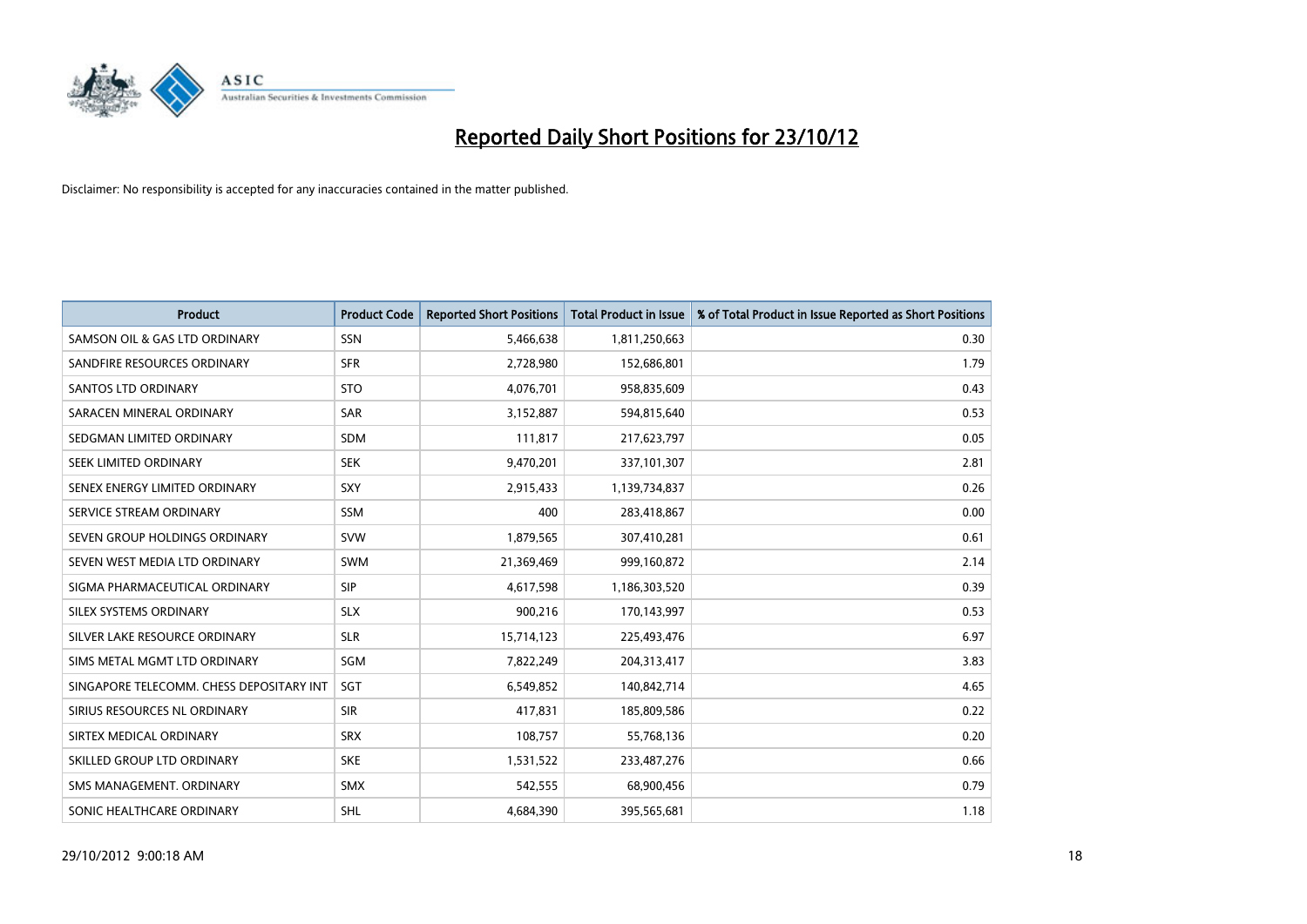# Reported Daily Short Positions for 23/10/12

Disclaimer: No responsibility is accepted for any inaccuracies contained in the matter published.

| Product | Product Code | Reported Short Positions | Total Product in Issue | % of Total Product in Issue Reported as Short Positions |
|---|---|---|---|---|
| SAMSON OIL & GAS LTD ORDINARY | SSN | 5,466,638 | 1,811,250,663 | 0.30 |
| SANDFIRE RESOURCES ORDINARY | SFR | 2,728,980 | 152,686,801 | 1.79 |
| SANTOS LTD ORDINARY | STO | 4,076,701 | 958,835,609 | 0.43 |
| SARACEN MINERAL ORDINARY | SAR | 3,152,887 | 594,815,640 | 0.53 |
| SEDGMAN LIMITED ORDINARY | SDM | 111,817 | 217,623,797 | 0.05 |
| SEEK LIMITED ORDINARY | SEK | 9,470,201 | 337,101,307 | 2.81 |
| SENEX ENERGY LIMITED ORDINARY | SXY | 2,915,433 | 1,139,734,837 | 0.26 |
| SERVICE STREAM ORDINARY | SSM | 400 | 283,418,867 | 0.00 |
| SEVEN GROUP HOLDINGS ORDINARY | SVW | 1,879,565 | 307,410,281 | 0.61 |
| SEVEN WEST MEDIA LTD ORDINARY | SWM | 21,369,469 | 999,160,872 | 2.14 |
| SIGMA PHARMACEUTICAL ORDINARY | SIP | 4,617,598 | 1,186,303,520 | 0.39 |
| SILEX SYSTEMS ORDINARY | SLX | 900,216 | 170,143,997 | 0.53 |
| SILVER LAKE RESOURCE ORDINARY | SLR | 15,714,123 | 225,493,476 | 6.97 |
| SIMS METAL MGMT LTD ORDINARY | SGM | 7,822,249 | 204,313,417 | 3.83 |
| SINGAPORE TELECOMM. CHESS DEPOSITARY INT | SGT | 6,549,852 | 140,842,714 | 4.65 |
| SIRIUS RESOURCES NL ORDINARY | SIR | 417,831 | 185,809,586 | 0.22 |
| SIRTEX MEDICAL ORDINARY | SRX | 108,757 | 55,768,136 | 0.20 |
| SKILLED GROUP LTD ORDINARY | SKE | 1,531,522 | 233,487,276 | 0.66 |
| SMS MANAGEMENT. ORDINARY | SMX | 542,555 | 68,900,456 | 0.79 |
| SONIC HEALTHCARE ORDINARY | SHL | 4,684,390 | 395,565,681 | 1.18 |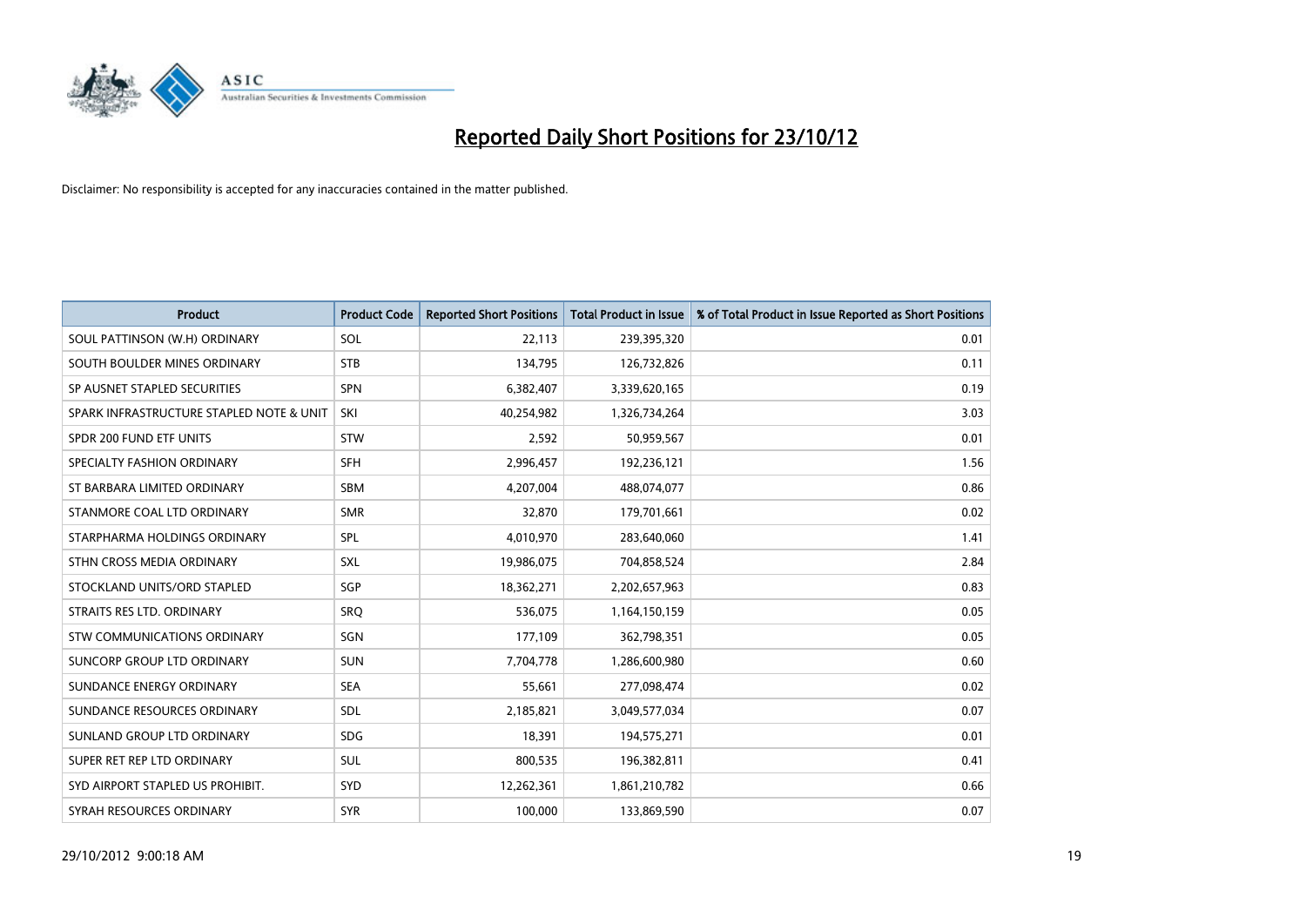# Reported Daily Short Positions for 23/10/12

Disclaimer: No responsibility is accepted for any inaccuracies contained in the matter published.

| Product | Product Code | Reported Short Positions | Total Product in Issue | % of Total Product in Issue Reported as Short Positions |
|---|---|---|---|---|
| SOUL PATTINSON (W.H) ORDINARY | SOL | 22,113 | 239,395,320 | 0.01 |
| SOUTH BOULDER MINES ORDINARY | STB | 134,795 | 126,732,826 | 0.11 |
| SP AUSNET STAPLED SECURITIES | SPN | 6,382,407 | 3,339,620,165 | 0.19 |
| SPARK INFRASTRUCTURE STAPLED NOTE & UNIT | SKI | 40,254,982 | 1,326,734,264 | 3.03 |
| SPDR 200 FUND ETF UNITS | STW | 2,592 | 50,959,567 | 0.01 |
| SPECIALTY FASHION ORDINARY | SFH | 2,996,457 | 192,236,121 | 1.56 |
| ST BARBARA LIMITED ORDINARY | SBM | 4,207,004 | 488,074,077 | 0.86 |
| STANMORE COAL LTD ORDINARY | SMR | 32,870 | 179,701,661 | 0.02 |
| STARPHARMA HOLDINGS ORDINARY | SPL | 4,010,970 | 283,640,060 | 1.41 |
| STHN CROSS MEDIA ORDINARY | SXL | 19,986,075 | 704,858,524 | 2.84 |
| STOCKLAND UNITS/ORD STAPLED | SGP | 18,362,271 | 2,202,657,963 | 0.83 |
| STRAITS RES LTD. ORDINARY | SRQ | 536,075 | 1,164,150,159 | 0.05 |
| STW COMMUNICATIONS ORDINARY | SGN | 177,109 | 362,798,351 | 0.05 |
| SUNCORP GROUP LTD ORDINARY | SUN | 7,704,778 | 1,286,600,980 | 0.60 |
| SUNDANCE ENERGY ORDINARY | SEA | 55,661 | 277,098,474 | 0.02 |
| SUNDANCE RESOURCES ORDINARY | SDL | 2,185,821 | 3,049,577,034 | 0.07 |
| SUNLAND GROUP LTD ORDINARY | SDG | 18,391 | 194,575,271 | 0.01 |
| SUPER RET REP LTD ORDINARY | SUL | 800,535 | 196,382,811 | 0.41 |
| SYD AIRPORT STAPLED US PROHIBIT. | SYD | 12,262,361 | 1,861,210,782 | 0.66 |
| SYRAH RESOURCES ORDINARY | SYR | 100,000 | 133,869,590 | 0.07 |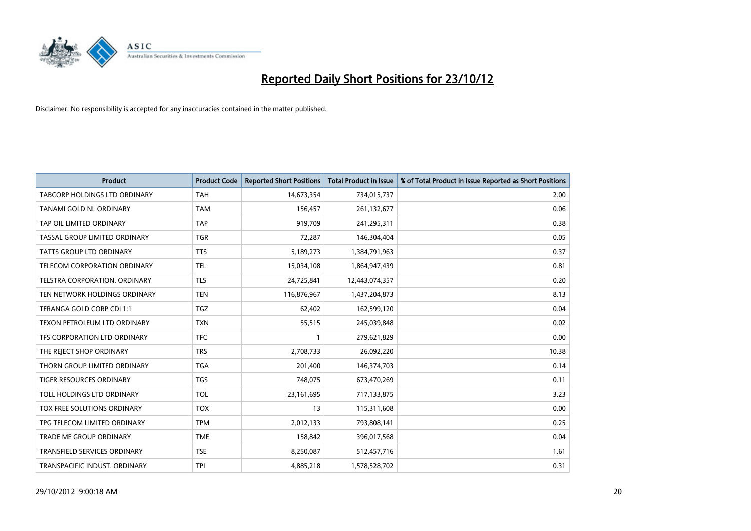# Reported Daily Short Positions for 23/10/12

Disclaimer: No responsibility is accepted for any inaccuracies contained in the matter published.

| Product | Product Code | Reported Short Positions | Total Product in Issue | % of Total Product in Issue Reported as Short Positions |
|---|---|---|---|---|
| TABCORP HOLDINGS LTD ORDINARY | TAH | 14,673,354 | 734,015,737 | 2.00 |
| TANAMI GOLD NL ORDINARY | TAM | 156,457 | 261,132,677 | 0.06 |
| TAP OIL LIMITED ORDINARY | TAP | 919,709 | 241,295,311 | 0.38 |
| TASSAL GROUP LIMITED ORDINARY | TGR | 72,287 | 146,304,404 | 0.05 |
| TATTS GROUP LTD ORDINARY | TTS | 5,189,273 | 1,384,791,963 | 0.37 |
| TELECOM CORPORATION ORDINARY | TEL | 15,034,108 | 1,864,947,439 | 0.81 |
| TELSTRA CORPORATION. ORDINARY | TLS | 24,725,841 | 12,443,074,357 | 0.20 |
| TEN NETWORK HOLDINGS ORDINARY | TEN | 116,876,967 | 1,437,204,873 | 8.13 |
| TERANGA GOLD CORP CDI 1:1 | TGZ | 62,402 | 162,599,120 | 0.04 |
| TEXON PETROLEUM LTD ORDINARY | TXN | 55,515 | 245,039,848 | 0.02 |
| TFS CORPORATION LTD ORDINARY | TFC | 1 | 279,621,829 | 0.00 |
| THE REJECT SHOP ORDINARY | TRS | 2,708,733 | 26,092,220 | 10.38 |
| THORN GROUP LIMITED ORDINARY | TGA | 201,400 | 146,374,703 | 0.14 |
| TIGER RESOURCES ORDINARY | TGS | 748,075 | 673,470,269 | 0.11 |
| TOLL HOLDINGS LTD ORDINARY | TOL | 23,161,695 | 717,133,875 | 3.23 |
| TOX FREE SOLUTIONS ORDINARY | TOX | 13 | 115,311,608 | 0.00 |
| TPG TELECOM LIMITED ORDINARY | TPM | 2,012,133 | 793,808,141 | 0.25 |
| TRADE ME GROUP ORDINARY | TME | 158,842 | 396,017,568 | 0.04 |
| TRANSFIELD SERVICES ORDINARY | TSE | 8,250,087 | 512,457,716 | 1.61 |
| TRANSPACIFIC INDUST. ORDINARY | TPI | 4,885,218 | 1,578,528,702 | 0.31 |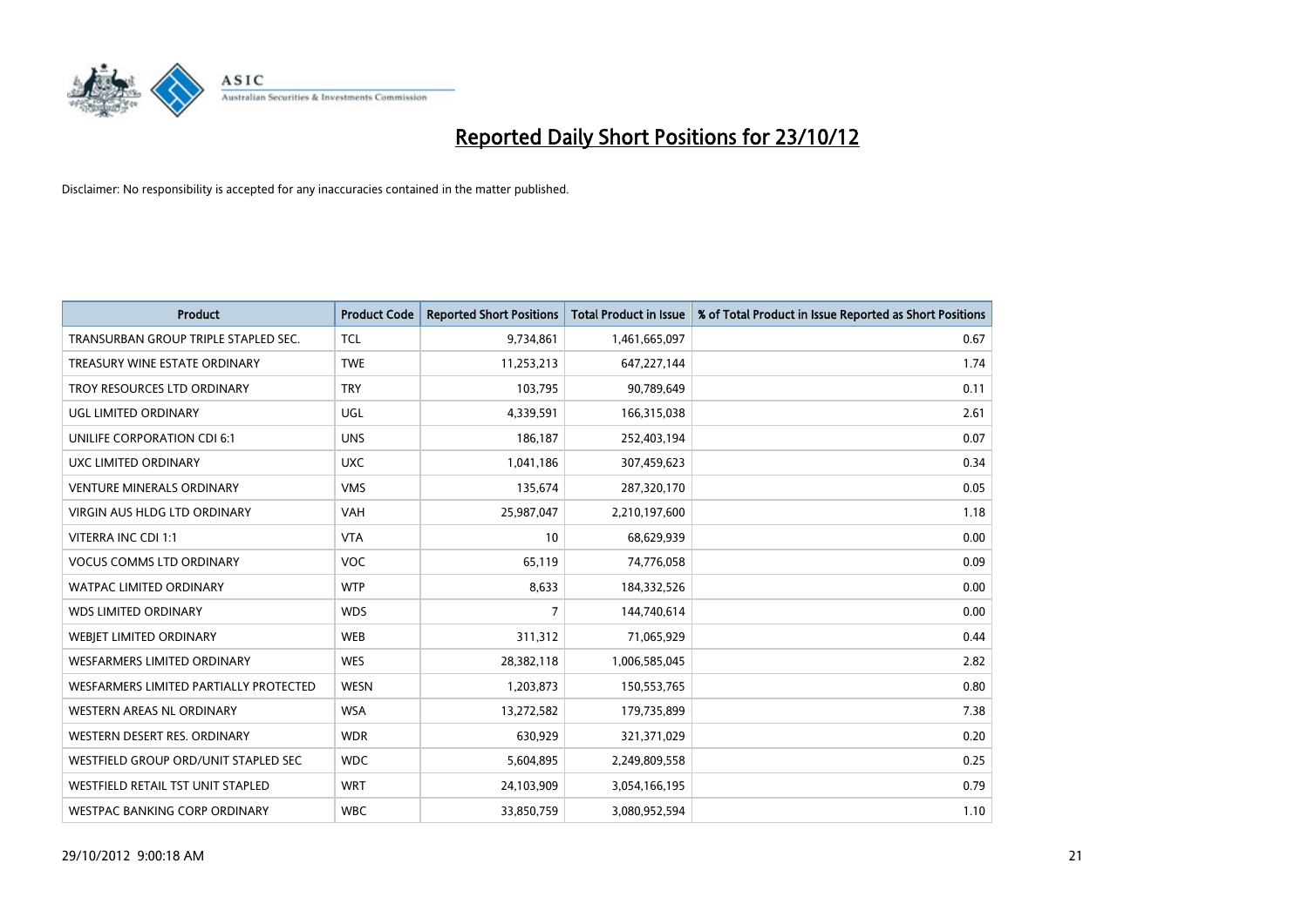# Reported Daily Short Positions for 23/10/12

Disclaimer: No responsibility is accepted for any inaccuracies contained in the matter published.

| Product | Product Code | Reported Short Positions | Total Product in Issue | % of Total Product in Issue Reported as Short Positions |
|---|---|---|---|---|
| TRANSURBAN GROUP TRIPLE STAPLED SEC. | TCL | 9,734,861 | 1,461,665,097 | 0.67 |
| TREASURY WINE ESTATE ORDINARY | TWE | 11,253,213 | 647,227,144 | 1.74 |
| TROY RESOURCES LTD ORDINARY | TRY | 103,795 | 90,789,649 | 0.11 |
| UGL LIMITED ORDINARY | UGL | 4,339,591 | 166,315,038 | 2.61 |
| UNILIFE CORPORATION CDI 6:1 | UNS | 186,187 | 252,403,194 | 0.07 |
| UXC LIMITED ORDINARY | UXC | 1,041,186 | 307,459,623 | 0.34 |
| VENTURE MINERALS ORDINARY | VMS | 135,674 | 287,320,170 | 0.05 |
| VIRGIN AUS HLDG LTD ORDINARY | VAH | 25,987,047 | 2,210,197,600 | 1.18 |
| VITERRA INC CDI 1:1 | VTA | 10 | 68,629,939 | 0.00 |
| VOCUS COMMS LTD ORDINARY | VOC | 65,119 | 74,776,058 | 0.09 |
| WATPAC LIMITED ORDINARY | WTP | 8,633 | 184,332,526 | 0.00 |
| WDS LIMITED ORDINARY | WDS | 7 | 144,740,614 | 0.00 |
| WEBJET LIMITED ORDINARY | WEB | 311,312 | 71,065,929 | 0.44 |
| WESFARMERS LIMITED ORDINARY | WES | 28,382,118 | 1,006,585,045 | 2.82 |
| WESFARMERS LIMITED PARTIALLY PROTECTED | WESN | 1,203,873 | 150,553,765 | 0.80 |
| WESTERN AREAS NL ORDINARY | WSA | 13,272,582 | 179,735,899 | 7.38 |
| WESTERN DESERT RES. ORDINARY | WDR | 630,929 | 321,371,029 | 0.20 |
| WESTFIELD GROUP ORD/UNIT STAPLED SEC | WDC | 5,604,895 | 2,249,809,558 | 0.25 |
| WESTFIELD RETAIL TST UNIT STAPLED | WRT | 24,103,909 | 3,054,166,195 | 0.79 |
| WESTPAC BANKING CORP ORDINARY | WBC | 33,850,759 | 3,080,952,594 | 1.10 |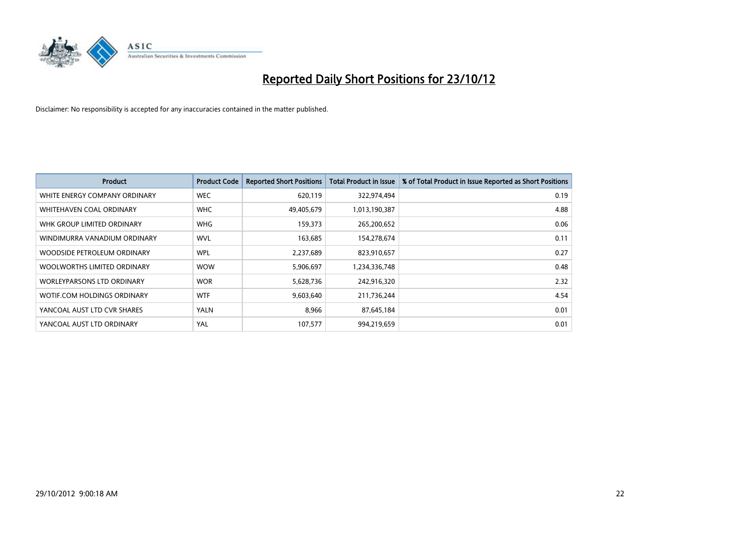# Reported Daily Short Positions for 23/10/12

Disclaimer: No responsibility is accepted for any inaccuracies contained in the matter published.

| Product | Product Code | Reported Short Positions | Total Product in Issue | % of Total Product in Issue Reported as Short Positions |
|---|---|---|---|---|
| WHITE ENERGY COMPANY ORDINARY | WEC | 620,119 | 322,974,494 | 0.19 |
| WHITEHAVEN COAL ORDINARY | WHC | 49,405,679 | 1,013,190,387 | 4.88 |
| WHK GROUP LIMITED ORDINARY | WHG | 159,373 | 265,200,652 | 0.06 |
| WINDIMURRA VANADIUM ORDINARY | WVL | 163,685 | 154,278,674 | 0.11 |
| WOODSIDE PETROLEUM ORDINARY | WPL | 2,237,689 | 823,910,657 | 0.27 |
| WOOLWORTHS LIMITED ORDINARY | WOW | 5,906,697 | 1,234,336,748 | 0.48 |
| WORLEYPARSONS LTD ORDINARY | WOR | 5,628,736 | 242,916,320 | 2.32 |
| WOTIF.COM HOLDINGS ORDINARY | WTF | 9,603,640 | 211,736,244 | 4.54 |
| YANCOAL AUST LTD CVR SHARES | YALN | 8,966 | 87,645,184 | 0.01 |
| YANCOAL AUST LTD ORDINARY | YAL | 107,577 | 994,219,659 | 0.01 |

29/10/2012 9:00:18 AM